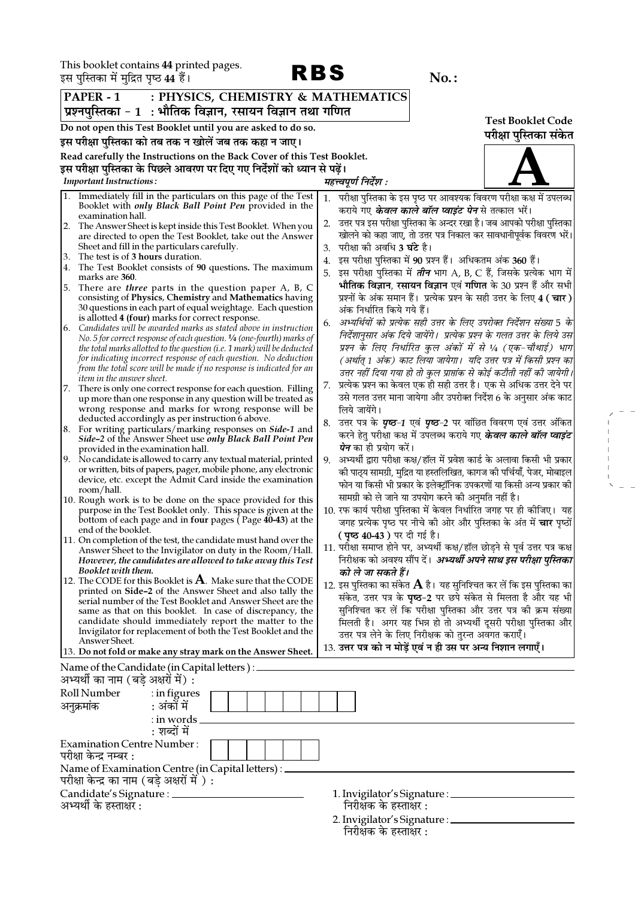This booklet contains **44** printed pages.
इस पुस्तिका में मुद्रित पृष्ठ **44** हैं।

# RBS

**No.:**

**PAPER - 1 : PHYSICS, CHEMISTRY & MATHEMATICS**
**प्रश्नपुस्तिका - 1 : भौतिक विज्ञान, रसायन विज्ञान तथा गणित**

**Test Booklet Code**
**परीक्षा पुस्तिका संकेत**

# A

**Do not open this Test Booklet until you are asked to do so.**
**इस परीक्षा पुस्तिका को तब तक न खोलें जब तक कहा न जाए।**

**Read carefully the Instructions on the Back Cover of this Test Booklet.**
**इस परीक्षा पुस्तिका के पिछले आवरण पर दिए गए निर्देशों को ध्यान से पढ़ें।**

***Important Instructions :***

1. Immediately fill in the particulars on this page of the Test Booklet with ***only Black Ball Point Pen*** provided in the examination hall.
2. The Answer Sheet is kept inside this Test Booklet. When you are directed to open the Test Booklet, take out the Answer Sheet and fill in the particulars carefully.
3. The test is of **3 hours** duration.
4. The Test Booklet consists of **90** questions. The maximum marks are **360**.
5. There are ***three*** parts in the question paper A, B, C consisting of **Physics**, **Chemistry** and **Mathematics** having 30 questions in each part of equal weightage. Each question is allotted **4 (four)** marks for correct response.
6. *Candidates will be awarded marks as stated above in instruction No. 5 for correct response of each question. ¼ (one-fourth) marks of the total marks allotted to the question (i.e. 1 mark) will be deducted for indicating incorrect response of each question. No deduction from the total score will be made if no response is indicated for an item in the answer sheet.*
7. There is only one correct response for each question. Filling up more than one response in any question will be treated as wrong response and marks for wrong response will be deducted accordingly as per instruction 6 above.
8. For writing particulars/marking responses on *Side-1* and *Side-2* of the Answer Sheet use ***only Black Ball Point Pen*** provided in the examination hall.
9. No candidate is allowed to carry any textual material, printed or written, bits of papers, pager, mobile phone, any electronic device, etc. except the Admit Card inside the examination room/hall.
10. Rough work is to be done on the space provided for this purpose in the Test Booklet only. This space is given at the bottom of each page and in **four** pages ( Page **40-43**) at the end of the booklet.
11. On completion of the test, the candidate must hand over the Answer Sheet to the Invigilator on duty in the Room/Hall. ***However, the candidates are allowed to take away this Test Booklet with them.***
12. The CODE for this Booklet is **A**. Make sure that the CODE printed on **Side-2** of the Answer Sheet and also tally the serial number of the Test Booklet and Answer Sheet are the same as that on this booklet. In case of discrepancy, the candidate should immediately report the matter to the Invigilator for replacement of both the Test Booklet and the Answer Sheet.
13. **Do not fold or make any stray mark on the Answer Sheet.**

***महत्त्वपूर्ण निर्देश :***

1. परीक्षा पुस्तिका के इस पृष्ठ पर आवश्यक विवरण परीक्षा कक्ष में उपलब्ध कराये गए ***केवल काले बॉल प्वाइंट पेन*** से तत्काल भरें।
2. उत्तर पत्र इस परीक्षा पुस्तिका के अन्दर रखा है। जब आपको परीक्षा पुस्तिका खोलने को कहा जाए, तो उत्तर पत्र निकाल कर सावधानीपूर्वक विवरण भरें।
3. परीक्षा की अवधि **3 घंटे** है।
4. इस परीक्षा पुस्तिका में **90** प्रश्न हैं। अधिकतम अंक **360** हैं।
5. इस परीक्षा पुस्तिका में ***तीन*** भाग A, B, C हैं, जिसके प्रत्येक भाग में **भौतिक विज्ञान**, **रसायन विज्ञान** एवं **गणित** के 30 प्रश्न हैं और सभी प्रश्नों के अंक समान हैं। प्रत्येक प्रश्न के सही उत्तर के लिए **4 ( चार )** अंक निर्धारित किये गये हैं।
6. *अभ्यर्थियों को प्रत्येक सही उत्तर के लिए उपरोक्त निर्देशन संख्या 5 के निर्देशानुसार अंक दिये जायेंगे। प्रत्येक प्रश्न के गलत उत्तर के लिये उस प्रश्न के लिए निर्धारित कुल अंकों में से ¼ (एक-चौथाई) भाग (अर्थात् 1 अंक) काट लिया जायेगा। यदि उत्तर पत्र में किसी प्रश्न का उत्तर नहीं दिया गया हो तो कुल प्राप्तांक से कोई कटौती नहीं की जायेगी।*
7. प्रत्येक प्रश्न का केवल एक ही सही उत्तर है। एक से अधिक उत्तर देने पर उसे गलत उत्तर माना जायेगा और उपरोक्त निर्देश 6 के अनुसार अंक काट लिये जायेंगे।
8. उत्तर पत्र के ***पृष्ठ-1*** एवं ***पृष्ठ-2*** पर वांछित विवरण एवं उत्तर अंकित करने हेतु परीक्षा कक्ष में उपलब्ध कराये गए ***केवल काले बॉल प्वाइंट पेन*** का ही प्रयोग करें।
9. अभ्यर्थी द्वारा परीक्षा कक्ष/हॉल में प्रवेश कार्ड के अलावा किसी भी प्रकार की पाठ्य सामग्री, मुद्रित या हस्तलिखित, कागज की पर्चियाँ, पेजर, मोबाइल फोन या किसी भी प्रकार के इलेक्ट्रॉनिक उपकरणों या किसी अन्य प्रकार की सामग्री को ले जाने या उपयोग करने की अनुमति नहीं है।
10. रफ कार्य परीक्षा पुस्तिका में केवल निर्धारित जगह पर ही कीजिए। यह जगह प्रत्येक पृष्ठ पर नीचे की ओर और पुस्तिका के अंत में **चार** पृष्ठों **( पृष्ठ 40-43 )** पर दी गई है।
11. परीक्षा समाप्त होने पर, अभ्यर्थी कक्ष/हॉल छोड़ने से पूर्व उत्तर पत्र कक्ष निरीक्षक को अवश्य सौंप दें। ***अभ्यर्थी अपने साथ इस परीक्षा पुस्तिका को ले जा सकते हैं।***
12. इस पुस्तिका का संकेत **A** है। यह सुनिश्चित कर लें कि इस पुस्तिका का संकेत, उत्तर पत्र के **पृष्ठ-2** पर छपे संकेत से मिलता है और यह भी सुनिश्चित कर लें कि परीक्षा पुस्तिका और उत्तर पत्र की क्रम संख्या मिलती है। अगर यह भिन्न हो तो अभ्यर्थी दूसरी परीक्षा पुस्तिका और उत्तर पत्र लेने के लिए निरीक्षक को तुरन्त अवगत कराएँ।
13. **उत्तर पत्र को न मोड़ें एवं न ही उस पर अन्य निशान लगाएँ।**

Name of the Candidate (in Capital letters) : ____________________
अभ्यर्थी का नाम (बड़े अक्षरों में) :

Roll Number : in figures
अनुक्रमांक : अंकों में

: in words ____________________
: शब्दों में

Examination Centre Number :
परीक्षा केन्द्र नम्बर :

Name of Examination Centre (in Capital letters) : ____________________
परीक्षा केन्द्र का नाम (बड़े अक्षरों में ) :

Candidate's Signature : ____________________
अभ्यर्थी के हस्ताक्षर :

1. Invigilator's Signature : ____________________
निरीक्षक के हस्ताक्षर :

2. Invigilator's Signature : ____________________
निरीक्षक के हस्ताक्षर :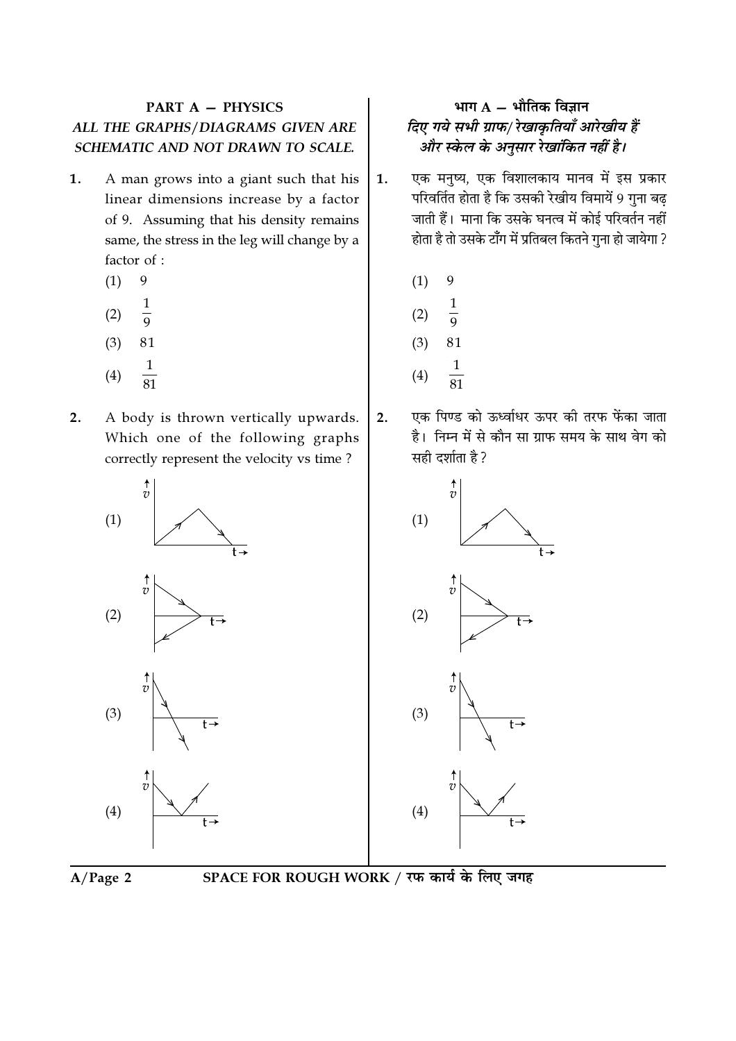## PART A — PHYSICS

*ALL THE GRAPHS/DIAGRAMS GIVEN ARE SCHEMATIC AND NOT DRAWN TO SCALE.*

1. A man grows into a giant such that his linear dimensions increase by a factor of 9. Assuming that his density remains same, the stress in the leg will change by a factor of :

   (1) 9

   (2) $\frac{1}{9}$

   (3) 81

   (4) $\frac{1}{81}$

2. A body is thrown vertically upwards. Which one of the following graphs correctly represent the velocity vs time ?

   (1)

   (2)

   (3)

   (4)

## भाग A — भौतिक विज्ञान

*दिए गये सभी ग्राफ/ रेखाकृतियाँ आरेखीय हैं और स्केल के अनुसार रेखांकित नहीं है।*

1. एक मनुष्य, एक विशालकाय मानव में इस प्रकार परिवर्तित होता है कि उसकी रेखीय विमायें 9 गुना बढ़ जाती हैं। माना कि उसके घनत्व में कोई परिवर्तन नहीं होता है तो उसके टाँग में प्रतिबल कितने गुना हो जायेगा ?

   (1) 9

   (2) $\frac{1}{9}$

   (3) 81

   (4) $\frac{1}{81}$

2. एक पिण्ड को ऊर्ध्वाधर ऊपर की तरफ फेंका जाता है। निम्न में से कौन सा ग्राफ समय के साथ वेग को सही दर्शाता है ?

   (1)

   (2)

   (3)

   (4)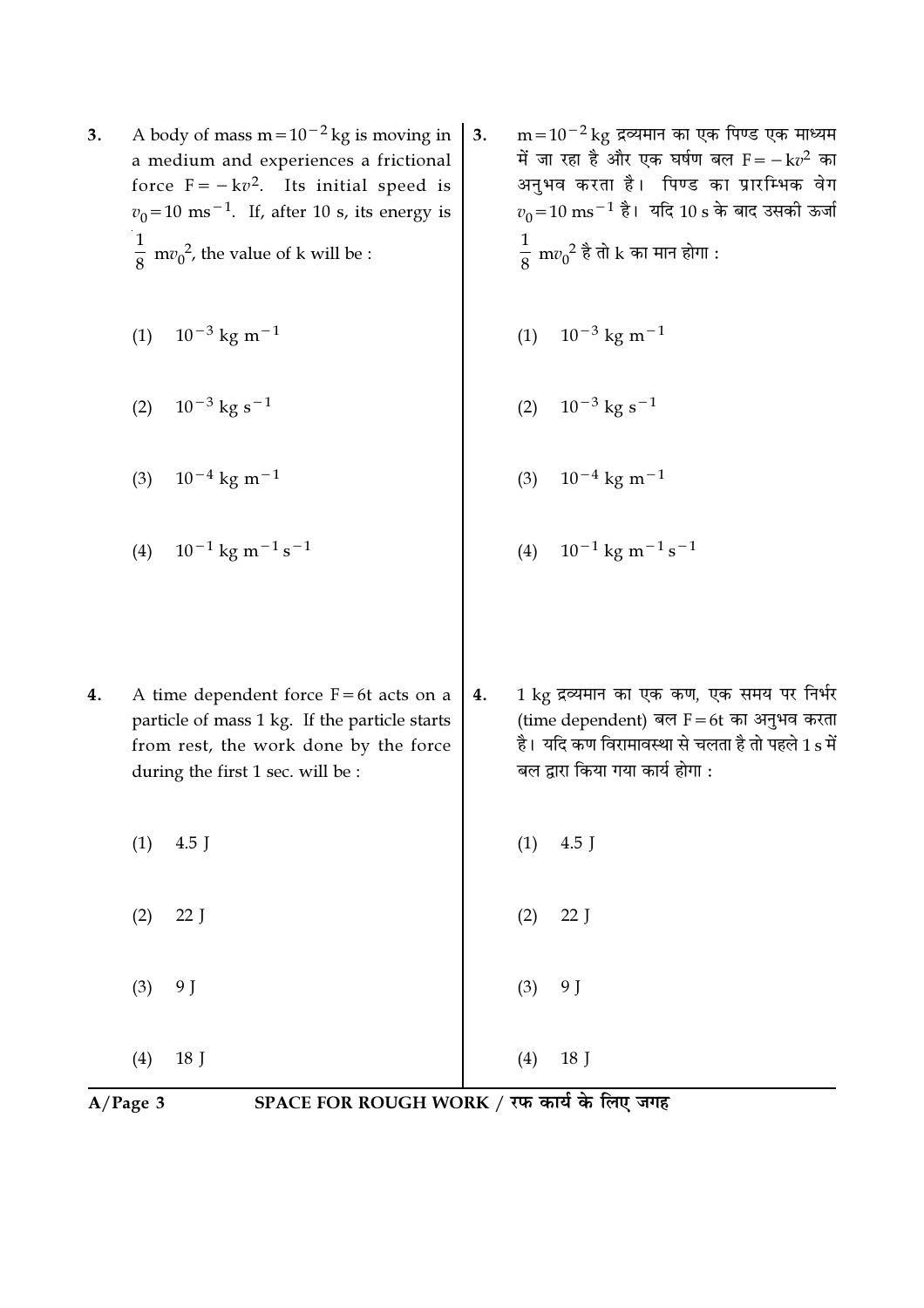3. A body of mass $m = 10^{-2}$ kg is moving in a medium and experiences a frictional force $F = -kv^2$. Its initial speed is $v_0 = 10$ $ms^{-1}$. If, after 10 s, its energy is $\frac{1}{8} mv_0^2$, the value of k will be :

(1) $10^{-3}$ kg $m^{-1}$

(2) $10^{-3}$ kg $s^{-1}$

(3) $10^{-4}$ kg $m^{-1}$

(4) $10^{-1}$ kg $m^{-1}$ $s^{-1}$

3. $m = 10^{-2}$ kg द्रव्यमान का एक पिण्ड एक माध्यम में जा रहा है और एक घर्षण बल $F = -kv^2$ का अनुभव करता है। पिण्ड का प्रारम्भिक वेग $v_0 = 10$ $ms^{-1}$ है। यदि 10 s के बाद उसकी ऊर्जा $\frac{1}{8} mv_0^2$ है तो k का मान होगा :

(1) $10^{-3}$ kg $m^{-1}$

(2) $10^{-3}$ kg $s^{-1}$

(3) $10^{-4}$ kg $m^{-1}$

(4) $10^{-1}$ kg $m^{-1}$ $s^{-1}$

4. A time dependent force $F = 6t$ acts on a particle of mass 1 kg. If the particle starts from rest, the work done by the force during the first 1 sec. will be :

(1) 4.5 J

(2) 22 J

(3) 9 J

(4) 18 J

4. 1 kg द्रव्यमान का एक कण, एक समय पर निर्भर (time dependent) बल $F = 6t$ का अनुभव करता है। यदि कण विरामावस्था से चलता है तो पहले 1 s में बल द्वारा किया गया कार्य होगा :

(1) 4.5 J

(2) 22 J

(3) 9 J

(4) 18 J

SPACE FOR ROUGH WORK / रफ कार्य के लिए जगह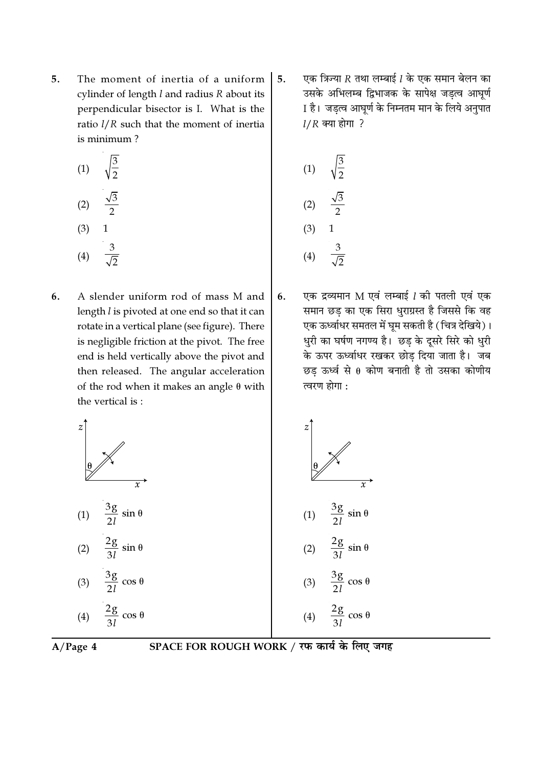5. The moment of inertia of a uniform cylinder of length $l$ and radius $R$ about its perpendicular bisector is I. What is the ratio $l/R$ such that the moment of inertia is minimum ?

(1) $\sqrt{\frac{3}{2}}$

(2) $\frac{\sqrt{3}}{2}$

(3) 1

(4) $\frac{3}{\sqrt{2}}$

5. एक त्रिज्या $R$ तथा लम्बाई $l$ के एक समान बेलन का उसके अभिलम्ब द्विभाजक के सापेक्ष जड़त्व आघूर्ण I है। जड़त्व आघूर्ण के निम्नतम मान के लिये अनुपात $l/R$ क्या होगा ?

(1) $\sqrt{\frac{3}{2}}$

(2) $\frac{\sqrt{3}}{2}$

(3) 1

(4) $\frac{3}{\sqrt{2}}$

6. A slender uniform rod of mass M and length $l$ is pivoted at one end so that it can rotate in a vertical plane (see figure). There is negligible friction at the pivot. The free end is held vertically above the pivot and then released. The angular acceleration of the rod when it makes an angle $\theta$ with the vertical is :

(1) $\frac{3g}{2l} \sin \theta$

(2) $\frac{2g}{3l} \sin \theta$

(3) $\frac{3g}{2l} \cos \theta$

(4) $\frac{2g}{3l} \cos \theta$

6. एक द्रव्यमान M एवं लम्बाई $l$ की पतली एवं एक समान छड़ का एक सिरा धुराग्रस्त है जिससे कि वह एक ऊर्ध्वाधर समतल में घूम सकती है (चित्र देखिये)। धुरी का घर्षण नगण्य है। छड़ के दूसरे सिरे को धुरी के ऊपर ऊर्ध्वाधर रखकर छोड़ दिया जाता है। जब छड़ ऊर्ध्व से $\theta$ कोण बनाती है तो उसका कोणीय त्वरण होगा :

(1) $\frac{3g}{2l} \sin \theta$

(2) $\frac{2g}{3l} \sin \theta$

(3) $\frac{3g}{2l} \cos \theta$

(4) $\frac{2g}{3l} \cos \theta$

SPACE FOR ROUGH WORK / रफ कार्य के लिए जगह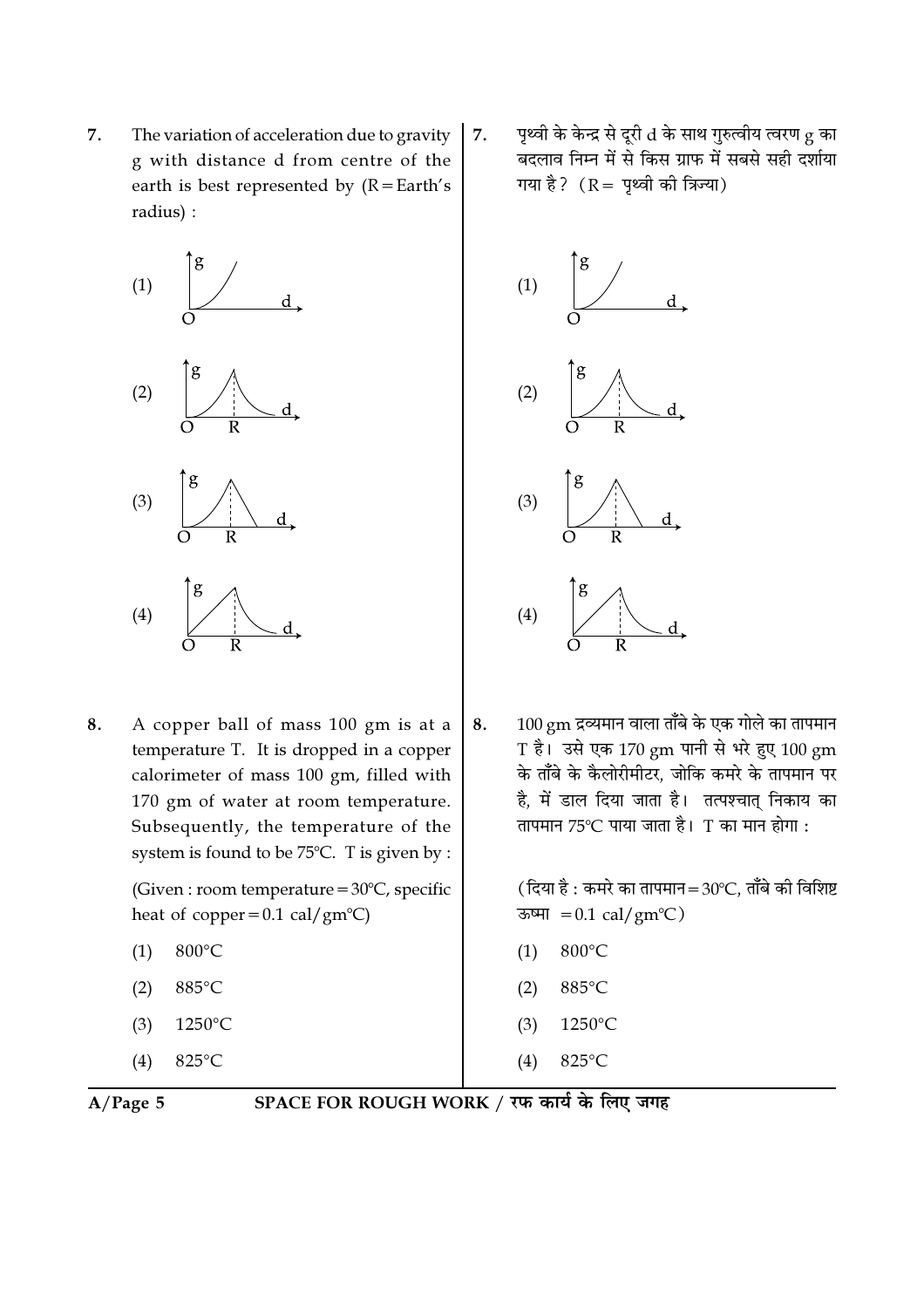7. The variation of acceleration due to gravity g with distance d from centre of the earth is best represented by (R = Earth's radius) :

(1) 

(2) 

(3) 

(4) 

7. पृथ्वी के केन्द्र से दूरी d के साथ गुरुत्वीय त्वरण g का बदलाव निम्न में से किस ग्राफ में सबसे सही दर्शाया गया है? (R = पृथ्वी की त्रिज्या)

(1) 

(2) 

(3) 

(4) 

8. A copper ball of mass 100 gm is at a temperature T. It is dropped in a copper calorimeter of mass 100 gm, filled with 170 gm of water at room temperature. Subsequently, the temperature of the system is found to be 75°C. T is given by :

(Given : room temperature = 30°C, specific heat of copper = 0.1 cal/gm°C)

(1) 800°C

(2) 885°C

(3) 1250°C

(4) 825°C

8. 100 gm द्रव्यमान वाला ताँबे के एक गोले का तापमान T है। उसे एक 170 gm पानी से भरे हुए 100 gm के ताँबे के कैलोरीमीटर, जोकि कमरे के तापमान पर है, में डाल दिया जाता है। तत्पश्चात् निकाय का तापमान 75°C पाया जाता है। T का मान होगा :

(दिया है : कमरे का तापमान = 30°C, ताँबे की विशिष्ट ऊष्मा = 0.1 cal/gm°C)

(1) 800°C

(2) 885°C

(3) 1250°C

(4) 825°C

SPACE FOR ROUGH WORK / रफ कार्य के लिए जगह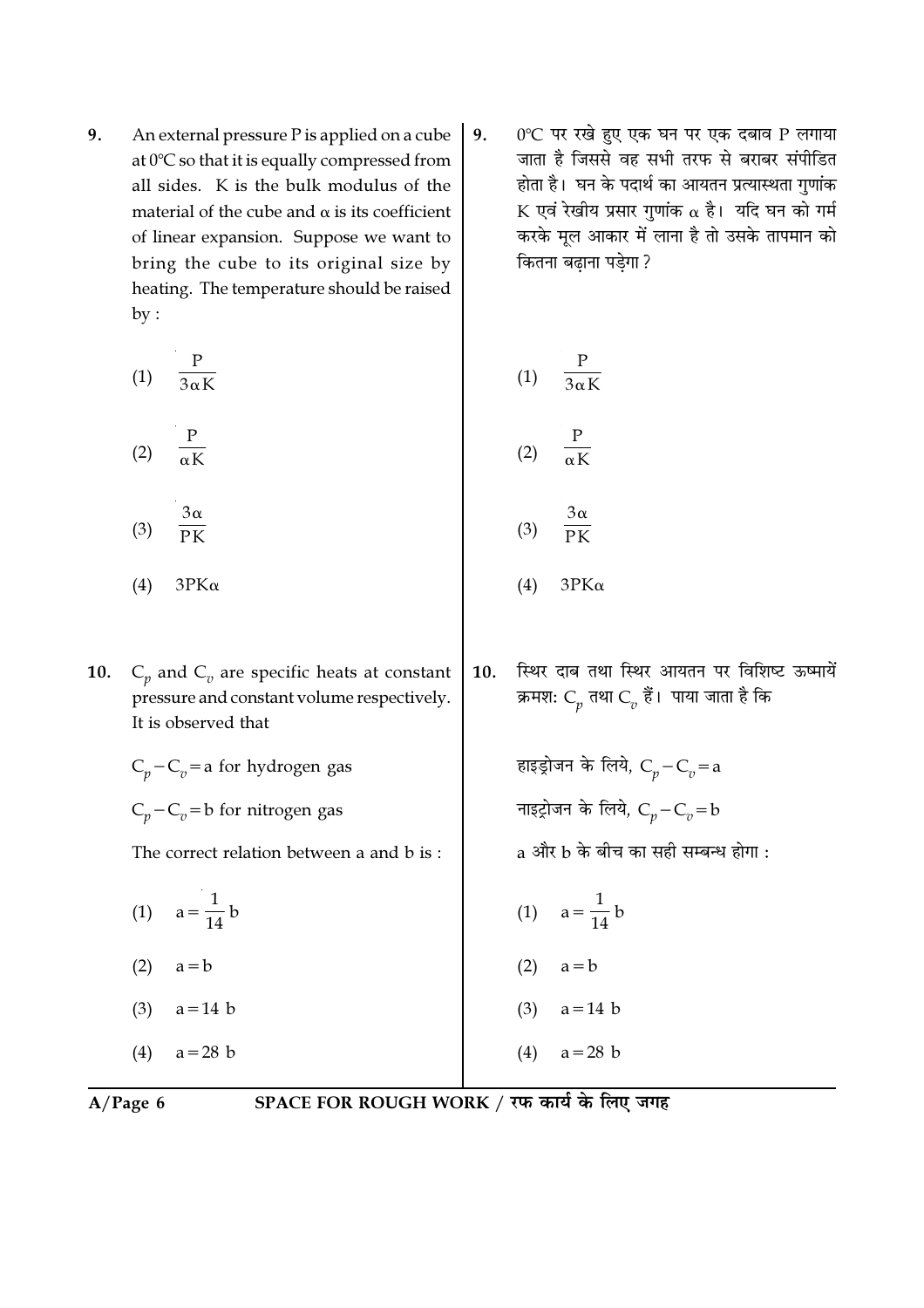9. An external pressure P is applied on a cube at 0°C so that it is equally compressed from all sides. K is the bulk modulus of the material of the cube and $\alpha$ is its coefficient of linear expansion. Suppose we want to bring the cube to its original size by heating. The temperature should be raised by :

(1) $\frac{P}{3\alpha K}$

(2) $\frac{P}{\alpha K}$

(3) $\frac{3\alpha}{PK}$

(4) $3PK\alpha$

9. 0°C पर रखे हुए एक घन पर एक दबाव P लगाया जाता है जिससे वह सभी तरफ से बराबर संपीडित होता है। घन के पदार्थ का आयतन प्रत्यास्थता गुणांक K एवं रेखीय प्रसार गुणांक $\alpha$ है। यदि घन को गर्म करके मूल आकार में लाना है तो उसके तापमान को कितना बढ़ाना पड़ेगा ?

(1) $\frac{P}{3\alpha K}$

(2) $\frac{P}{\alpha K}$

(3) $\frac{3\alpha}{PK}$

(4) $3PK\alpha$

10. $C_p$ and $C_v$ are specific heats at constant pressure and constant volume respectively. It is observed that

$C_p - C_v = a$ for hydrogen gas

$C_p - C_v = b$ for nitrogen gas

The correct relation between a and b is :

(1) $a = \frac{1}{14} b$

(2) $a = b$

(3) $a = 14\ b$

(4) $a = 28\ b$

10. स्थिर दाब तथा स्थिर आयतन पर विशिष्ट ऊष्मायें क्रमशः $C_p$ तथा $C_v$ हैं। पाया जाता है कि

हाइड्रोजन के लिये, $C_p - C_v = a$

नाइट्रोजन के लिये, $C_p - C_v = b$

a और b के बीच का सही सम्बन्ध होगा :

(1) $a = \frac{1}{14} b$

(2) $a = b$

(3) $a = 14\ b$

(4) $a = 28\ b$

SPACE FOR ROUGH WORK / रफ कार्य के लिए जगह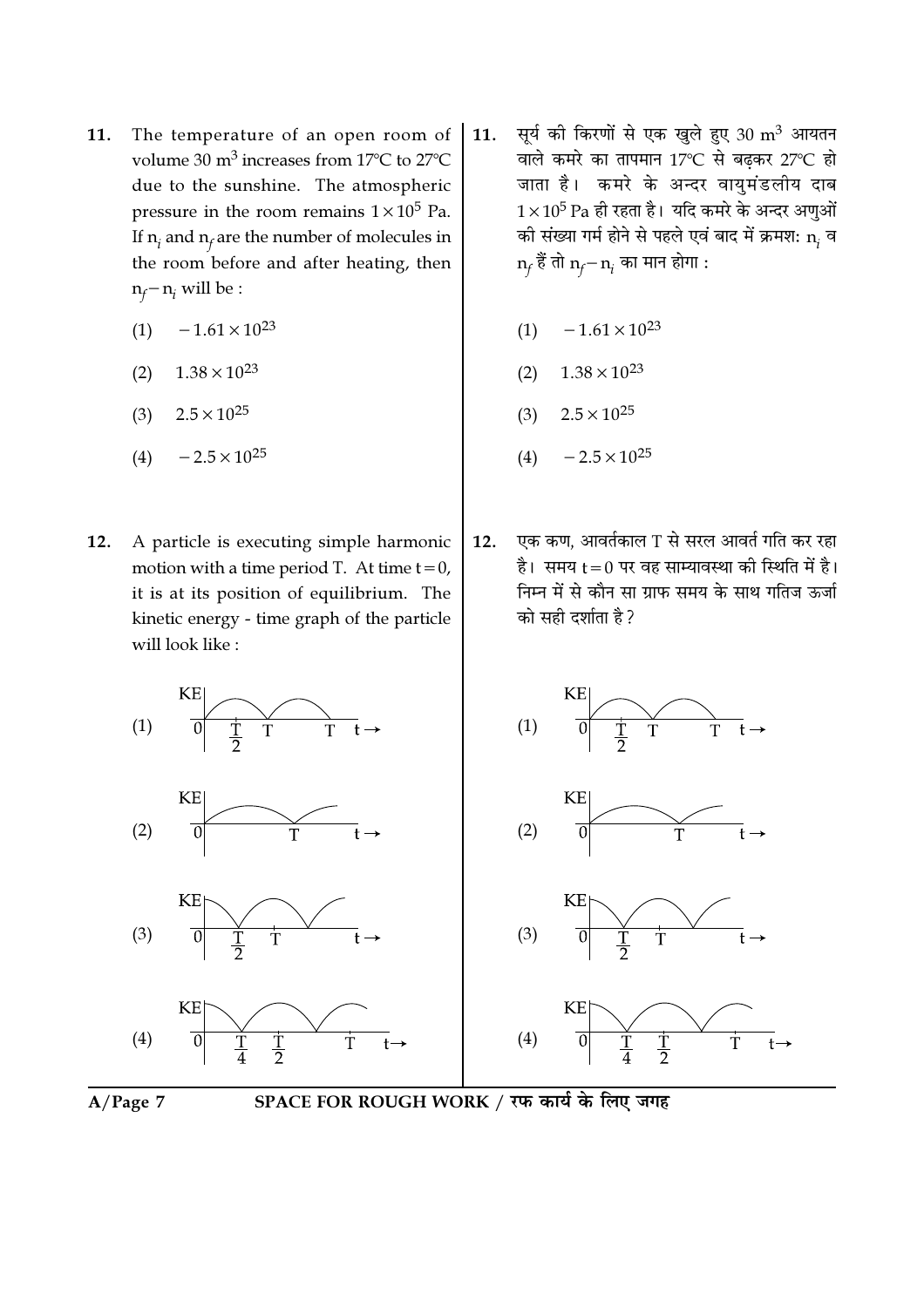11. The temperature of an open room of volume 30 $m^3$ increases from 17°C to 27°C due to the sunshine. The atmospheric pressure in the room remains $1 \times 10^5$ Pa. If $n_i$ and $n_f$ are the number of molecules in the room before and after heating, then $n_f - n_i$ will be :

(1) $-1.61 \times 10^{23}$

(2) $1.38 \times 10^{23}$

(3) $2.5 \times 10^{25}$

(4) $-2.5 \times 10^{25}$

11. सूर्य की किरणों से एक खुले हुए 30 $m^3$ आयतन वाले कमरे का तापमान 17°C से बढ़कर 27°C हो जाता है। कमरे के अन्दर वायुमंडलीय दाब $1 \times 10^5$ Pa ही रहता है। यदि कमरे के अन्दर अणुओं की संख्या गर्म होने से पहले एवं बाद में क्रमशः $n_i$ व $n_f$ हैं तो $n_f - n_i$ का मान होगा :

(1) $-1.61 \times 10^{23}$

(2) $1.38 \times 10^{23}$

(3) $2.5 \times 10^{25}$

(4) $-2.5 \times 10^{25}$

12. A particle is executing simple harmonic motion with a time period T. At time $t = 0$, it is at its position of equilibrium. The kinetic energy - time graph of the particle will look like :

(1) KE vs $t \rightarrow$ graph; axis marks: 0, $\frac{T}{2}$, T, T

(2) KE vs $t \rightarrow$ graph; axis marks: 0, T

(3) KE vs $t \rightarrow$ graph; axis marks: 0, $\frac{T}{2}$, T

(4) KE vs $t \rightarrow$ graph; axis marks: 0, $\frac{T}{4}$, $\frac{T}{2}$, T

12. एक कण, आवर्तकाल T से सरल आवर्त गति कर रहा है। समय $t = 0$ पर वह साम्यावस्था की स्थिति में है। निम्न में से कौन सा ग्राफ समय के साथ गतिज ऊर्जा को सही दर्शाता है ?

(1) KE vs $t \rightarrow$ graph; axis marks: 0, $\frac{T}{2}$, T, T

(2) KE vs $t \rightarrow$ graph; axis marks: 0, T

(3) KE vs $t \rightarrow$ graph; axis marks: 0, $\frac{T}{2}$, T

(4) KE vs $t \rightarrow$ graph; axis marks: 0, $\frac{T}{4}$, $\frac{T}{2}$, T

SPACE FOR ROUGH WORK / रफ कार्य के लिए जगह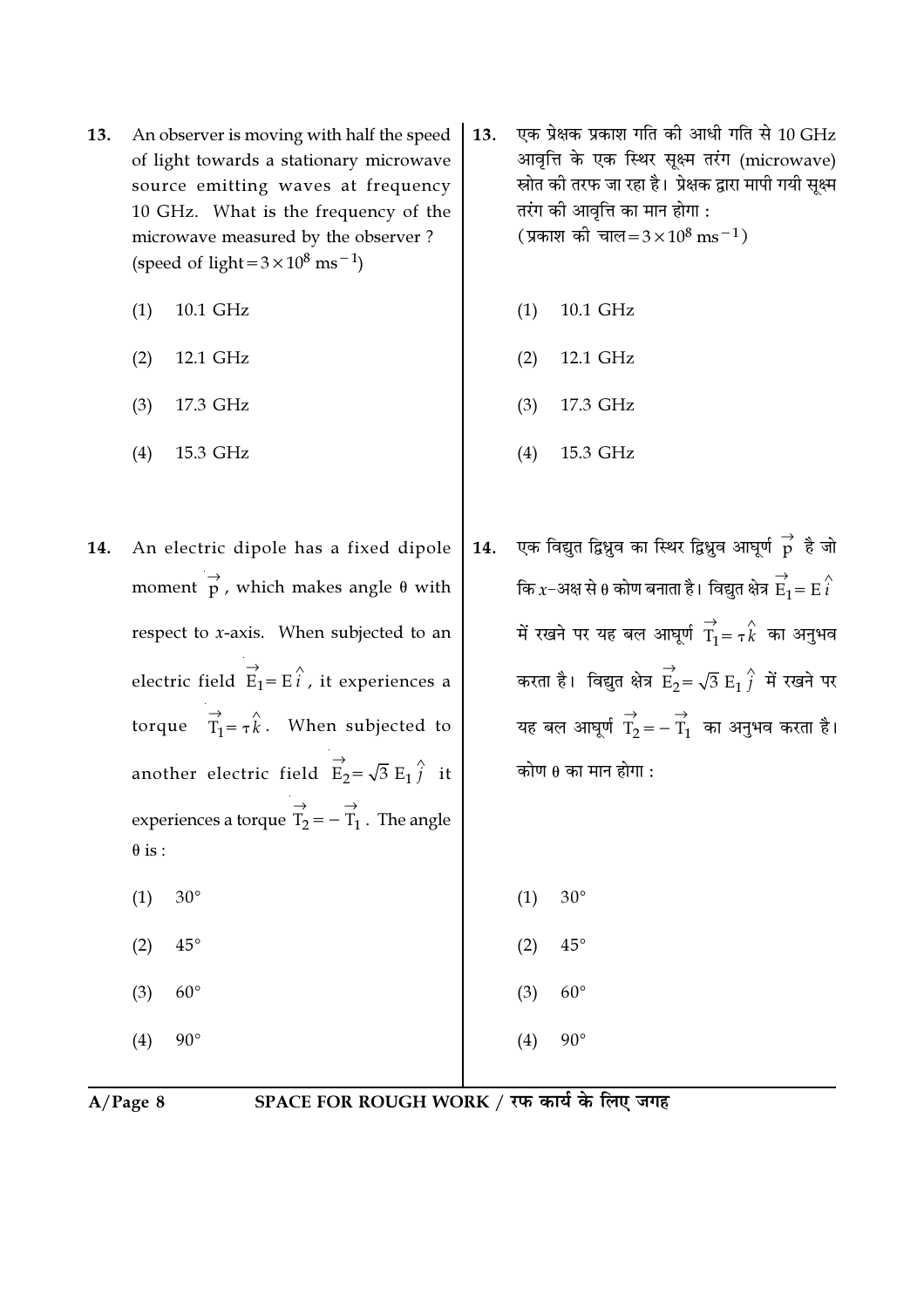13. An observer is moving with half the speed of light towards a stationary microwave source emitting waves at frequency 10 GHz. What is the frequency of the microwave measured by the observer ? (speed of light $= 3 \times 10^8 \text{ ms}^{-1}$)

    (1) 10.1 GHz

    (2) 12.1 GHz

    (3) 17.3 GHz

    (4) 15.3 GHz

13. एक प्रेक्षक प्रकाश गति की आधी गति से 10 GHz आवृत्ति के एक स्थिर सूक्ष्म तरंग (microwave) स्रोत की तरफ जा रहा है। प्रेक्षक द्वारा मापी गयी सूक्ष्म तरंग की आवृत्ति का मान होगा : (प्रकाश की चाल $= 3 \times 10^8 \text{ ms}^{-1}$)

    (1) 10.1 GHz

    (2) 12.1 GHz

    (3) 17.3 GHz

    (4) 15.3 GHz

14. An electric dipole has a fixed dipole moment $\vec{p}$, which makes angle $\theta$ with respect to $x$-axis. When subjected to an electric field $\vec{E}_1 = E\hat{i}$, it experiences a torque $\vec{T}_1 = \tau\hat{k}$. When subjected to another electric field $\vec{E}_2 = \sqrt{3}\, E_1 \hat{j}$ it experiences a torque $\vec{T}_2 = -\vec{T}_1$. The angle $\theta$ is :

    (1) 30°

    (2) 45°

    (3) 60°

    (4) 90°

14. एक विद्युत द्विध्रुव का स्थिर द्विध्रुव आघूर्ण $\vec{p}$ है जो कि $x$-अक्ष से $\theta$ कोण बनाता है। विद्युत क्षेत्र $\vec{E}_1 = E\hat{i}$ में रखने पर यह बल आघूर्ण $\vec{T}_1 = \tau\hat{k}$ का अनुभव करता है। विद्युत क्षेत्र $\vec{E}_2 = \sqrt{3}\, E_1 \hat{j}$ में रखने पर यह बल आघूर्ण $\vec{T}_2 = -\vec{T}_1$ का अनुभव करता है। कोण $\theta$ का मान होगा :

    (1) 30°

    (2) 45°

    (3) 60°

    (4) 90°

SPACE FOR ROUGH WORK / रफ कार्य के लिए जगह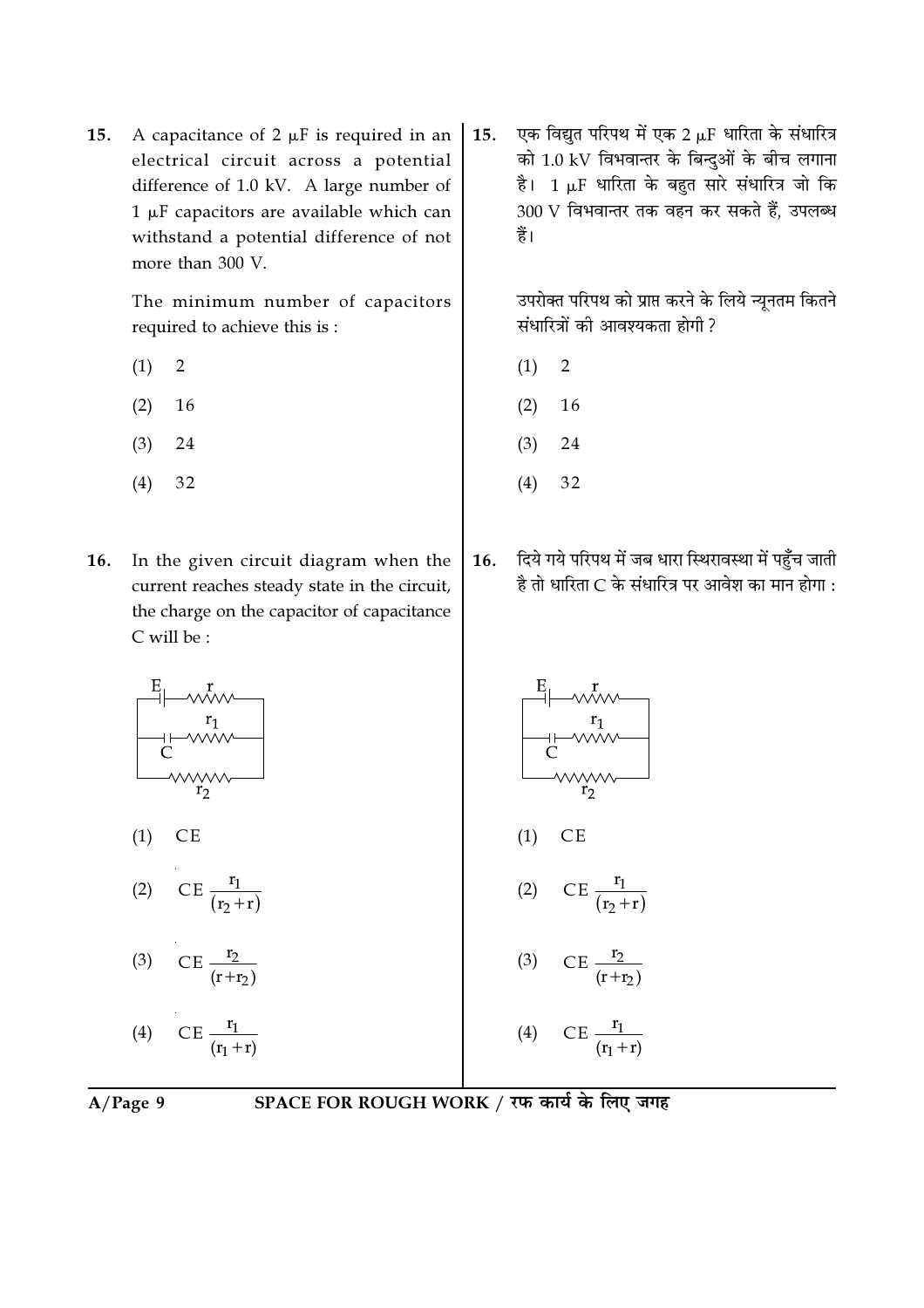15. A capacitance of 2 μF is required in an electrical circuit across a potential difference of 1.0 kV. A large number of 1 μF capacitors are available which can withstand a potential difference of not more than 300 V.

The minimum number of capacitors required to achieve this is :

(1) 2

(2) 16

(3) 24

(4) 32

15. एक विद्युत परिपथ में एक 2 μF धारिता के संधारित्र को 1.0 kV विभवान्तर के बिन्दुओं के बीच लगाना है। 1 μF धारिता के बहुत सारे संधारित्र जो कि 300 V विभवान्तर तक वहन कर सकते हैं, उपलब्ध हैं।

उपरोक्त परिपथ को प्राप्त करने के लिये न्यूनतम कितने संधारित्रों की आवश्यकता होगी ?

(1) 2

(2) 16

(3) 24

(4) 32

16. In the given circuit diagram when the current reaches steady state in the circuit, the charge on the capacitor of capacitance C will be :

(1) $CE$

(2) $CE \frac{r_1}{(r_2 + r)}$

(3) $CE \frac{r_2}{(r + r_2)}$

(4) $CE \frac{r_1}{(r_1 + r)}$

16. दिये गये परिपथ में जब धारा स्थिरावस्था में पहुँच जाती है तो धारिता C के संधारित्र पर आवेश का मान होगा :

(1) $CE$

(2) $CE \frac{r_1}{(r_2 + r)}$

(3) $CE \frac{r_2}{(r + r_2)}$

(4) $CE \frac{r_1}{(r_1 + r)}$

SPACE FOR ROUGH WORK / रफ कार्य के लिए जगह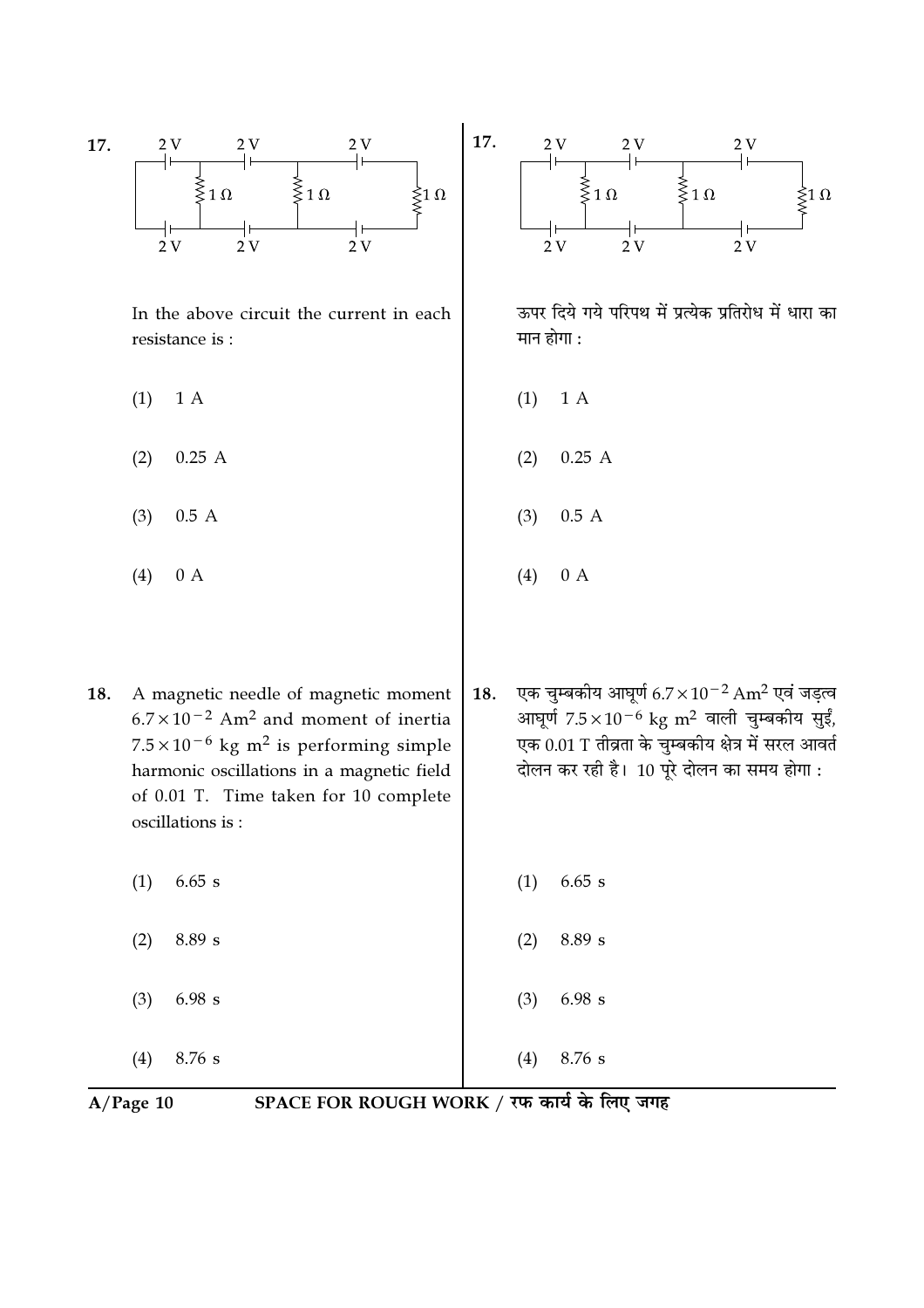**17.**

In the above circuit the current in each resistance is :

(1) 1 A

(2) 0.25 A

(3) 0.5 A

(4) 0 A

**17.**

ऊपर दिये गये परिपथ में प्रत्येक प्रतिरोध में धारा का मान होगा :

(1) 1 A

(2) 0.25 A

(3) 0.5 A

(4) 0 A

**18.** A magnetic needle of magnetic moment $6.7 \times 10^{-2}$ Am$^2$ and moment of inertia $7.5 \times 10^{-6}$ kg m$^2$ is performing simple harmonic oscillations in a magnetic field of 0.01 T. Time taken for 10 complete oscillations is :

(1) 6.65 s

(2) 8.89 s

(3) 6.98 s

(4) 8.76 s

**18.** एक चुम्बकीय आघूर्ण $6.7 \times 10^{-2}$ Am$^2$ एवं जड़त्व आघूर्ण $7.5 \times 10^{-6}$ kg m$^2$ वाली चुम्बकीय सुईं, एक 0.01 T तीव्रता के चुम्बकीय क्षेत्र में सरल आवर्त दोलन कर रही है। 10 पूरे दोलन का समय होगा :

(1) 6.65 s

(2) 8.89 s

(3) 6.98 s

(4) 8.76 s

SPACE FOR ROUGH WORK / रफ कार्य के लिए जगह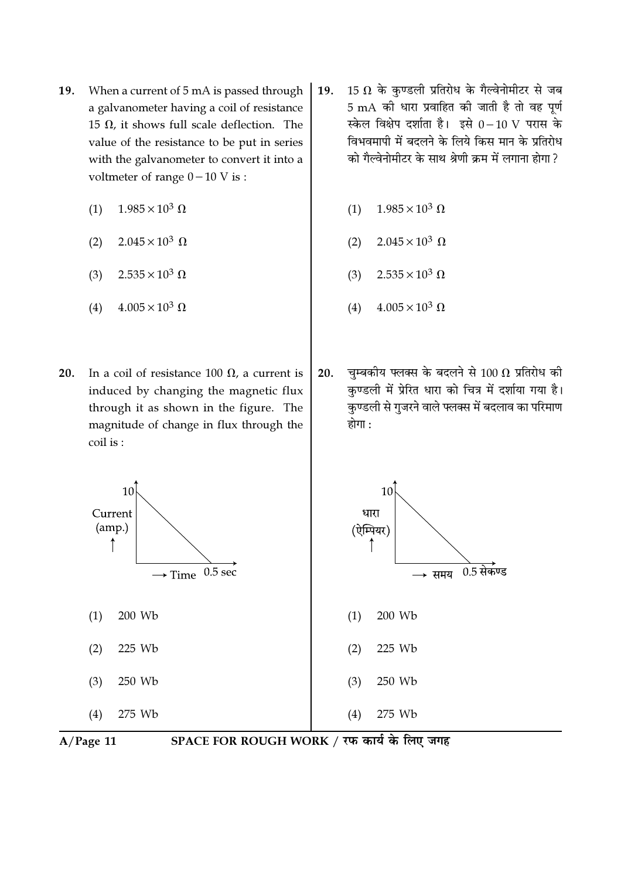19. When a current of 5 mA is passed through a galvanometer having a coil of resistance 15 Ω, it shows full scale deflection. The value of the resistance to be put in series with the galvanometer to convert it into a voltmeter of range $0-10$ V is :

 (1) $1.985 \times 10^3\ \Omega$

 (2) $2.045 \times 10^3\ \Omega$

 (3) $2.535 \times 10^3\ \Omega$

 (4) $4.005 \times 10^3\ \Omega$

19. 15 Ω के कुण्डली प्रतिरोध के गैल्वेनोमीटर से जब 5 mA की धारा प्रवाहित की जाती है तो वह पूर्ण स्केल विक्षेप दर्शाता है। इसे $0-10$ V परास के विभवमापी में बदलने के लिये किस मान के प्रतिरोध को गैल्वेनोमीटर के साथ श्रेणी क्रम में लगाना होगा ?

 (1) $1.985 \times 10^3\ \Omega$

 (2) $2.045 \times 10^3\ \Omega$

 (3) $2.535 \times 10^3\ \Omega$

 (4) $4.005 \times 10^3\ \Omega$

20. In a coil of resistance 100 Ω, a current is induced by changing the magnetic flux through it as shown in the figure. The magnitude of change in flux through the coil is :

(Graph: Current (amp.) vs Time; current decreases linearly from 10 at time 0 to 0 at 0.5 sec)

 (1) 200 Wb

 (2) 225 Wb

 (3) 250 Wb

 (4) 275 Wb

20. चुम्बकीय फ्लक्स के बदलने से 100 Ω प्रतिरोध की कुण्डली में प्रेरित धारा को चित्र में दर्शाया गया है। कुण्डली से गुजरने वाले फ्लक्स में बदलाव का परिमाण होगा :

(ग्राफ: धारा (ऐम्पियर) बनाम समय; धारा 10 से 0.5 सेकण्ड पर 0 तक रैखिक रूप से घटती है)

 (1) 200 Wb

 (2) 225 Wb

 (3) 250 Wb

 (4) 275 Wb

SPACE FOR ROUGH WORK / रफ कार्य के लिए जगह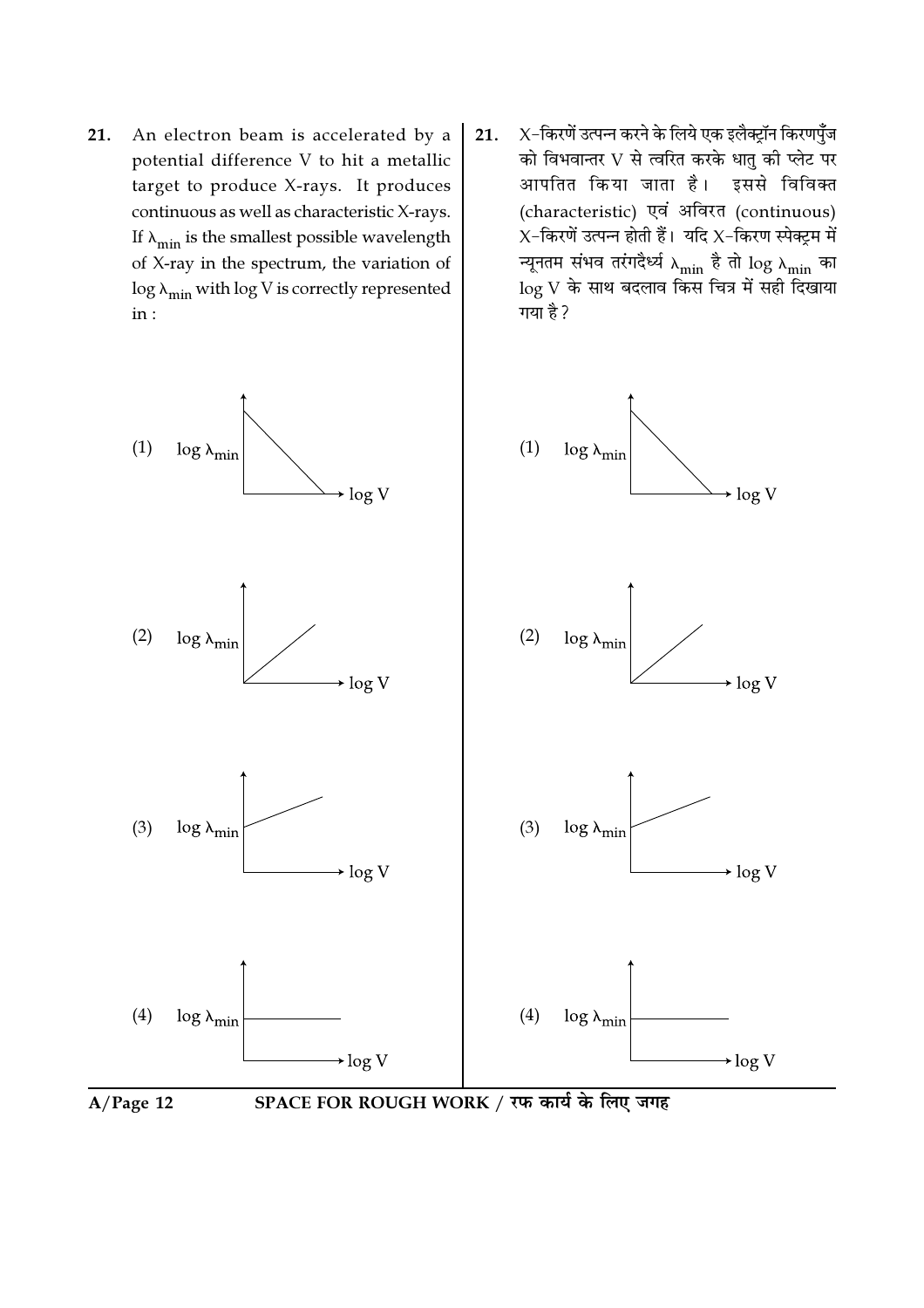21. An electron beam is accelerated by a potential difference V to hit a metallic target to produce X-rays. It produces continuous as well as characteristic X-rays. If $\lambda_{min}$ is the smallest possible wavelength of X-ray in the spectrum, the variation of $\log \lambda_{min}$ with $\log V$ is correctly represented in :

(1) $\log \lambda_{min}$ — $\log V$

(2) $\log \lambda_{min}$ — $\log V$

(3) $\log \lambda_{min}$ — $\log V$

(4) $\log \lambda_{min}$ — $\log V$

21. X-किरणें उत्पन्न करने के लिये एक इलैक्ट्रॉन किरणपुँज को विभवान्तर V से त्वरित करके धातु की प्लेट पर आपतित किया जाता है। इससे विविक्त (characteristic) एवं अविरत (continuous) X-किरणें उत्पन्न होती हैं। यदि X-किरण स्पेक्ट्रम में न्यूनतम संभव तरंगदैर्ध्य $\lambda_{min}$ है तो $\log \lambda_{min}$ का $\log V$ के साथ बदलाव किस चित्र में सही दिखाया गया है?

(1) $\log \lambda_{min}$ — $\log V$

(2) $\log \lambda_{min}$ — $\log V$

(3) $\log \lambda_{min}$ — $\log V$

(4) $\log \lambda_{min}$ — $\log V$

SPACE FOR ROUGH WORK / रफ कार्य के लिए जगह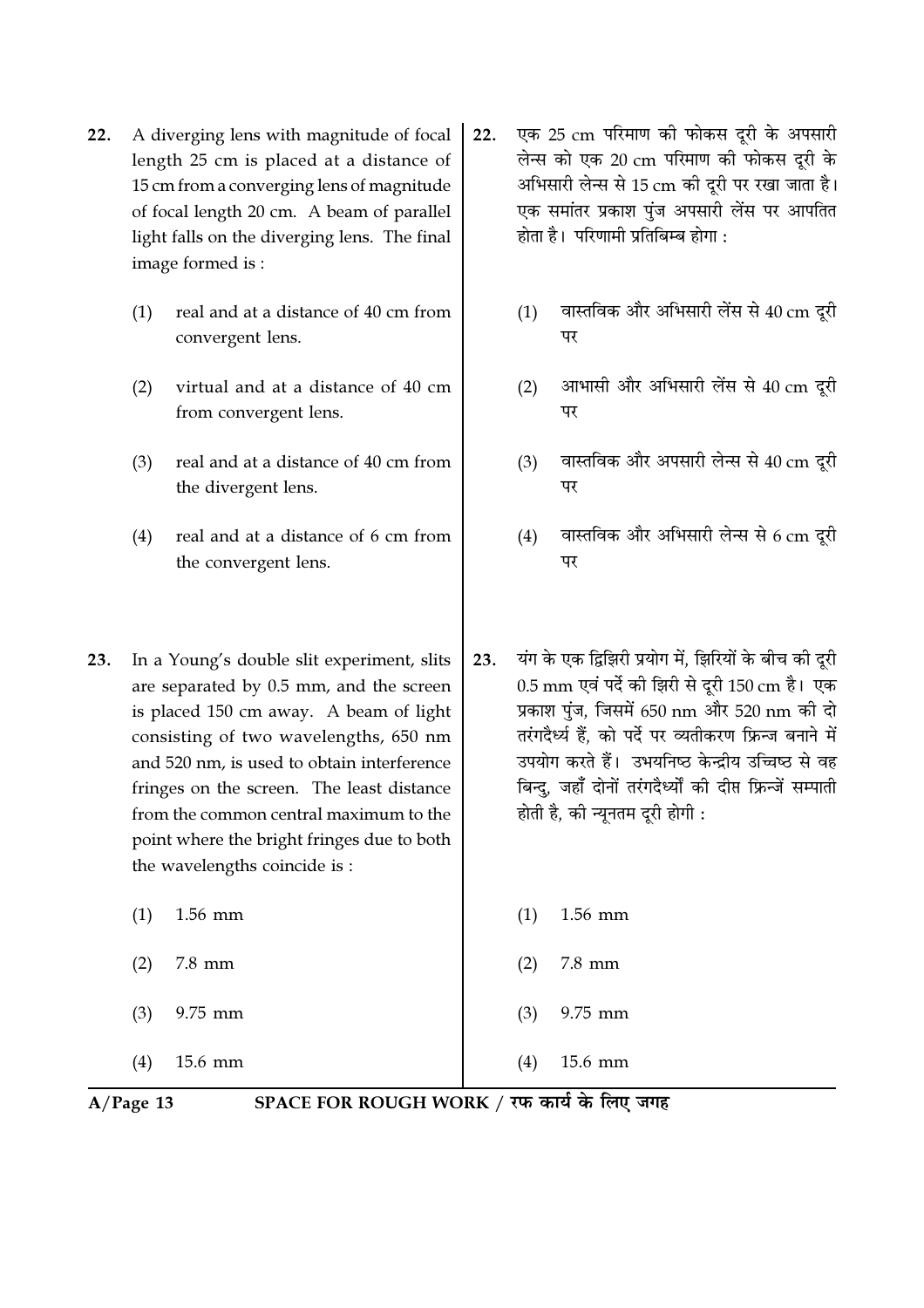22. A diverging lens with magnitude of focal length 25 cm is placed at a distance of 15 cm from a converging lens of magnitude of focal length 20 cm. A beam of parallel light falls on the diverging lens. The final image formed is :

    (1) real and at a distance of 40 cm from convergent lens.

    (2) virtual and at a distance of 40 cm from convergent lens.

    (3) real and at a distance of 40 cm from the divergent lens.

    (4) real and at a distance of 6 cm from the convergent lens.

22. एक 25 cm परिमाण की फोकस दूरी के अपसारी लेन्स को एक 20 cm परिमाण की फोकस दूरी के अभिसारी लेन्स से 15 cm की दूरी पर रखा जाता है। एक समांतर प्रकाश पुंज अपसारी लेंस पर आपतित होता है। परिणामी प्रतिबिम्ब होगा :

    (1) वास्तविक और अभिसारी लेंस से 40 cm दूरी पर

    (2) आभासी और अभिसारी लेंस से 40 cm दूरी पर

    (3) वास्तविक और अपसारी लेन्स से 40 cm दूरी पर

    (4) वास्तविक और अभिसारी लेन्स से 6 cm दूरी पर

23. In a Young's double slit experiment, slits are separated by 0.5 mm, and the screen is placed 150 cm away. A beam of light consisting of two wavelengths, 650 nm and 520 nm, is used to obtain interference fringes on the screen. The least distance from the common central maximum to the point where the bright fringes due to both the wavelengths coincide is :

    (1) 1.56 mm

    (2) 7.8 mm

    (3) 9.75 mm

    (4) 15.6 mm

23. यंग के एक द्विझिरी प्रयोग में, झिरियों के बीच की दूरी 0.5 mm एवं पर्दे की झिरी से दूरी 150 cm है। एक प्रकाश पुंज, जिसमें 650 nm और 520 nm की दो तरंगदैर्ध्य हैं, को पर्दे पर व्यतीकरण फ्रिन्ज बनाने में उपयोग करते हैं। उभयनिष्ठ केन्द्रीय उच्चिष्ठ से वह बिन्दु, जहाँ दोनों तरंगदैर्ध्यों की दीप्त फ्रिन्जें सम्पाती होती है, की न्यूनतम दूरी होगी :

    (1) 1.56 mm

    (2) 7.8 mm

    (3) 9.75 mm

    (4) 15.6 mm

SPACE FOR ROUGH WORK / रफ कार्य के लिए जगह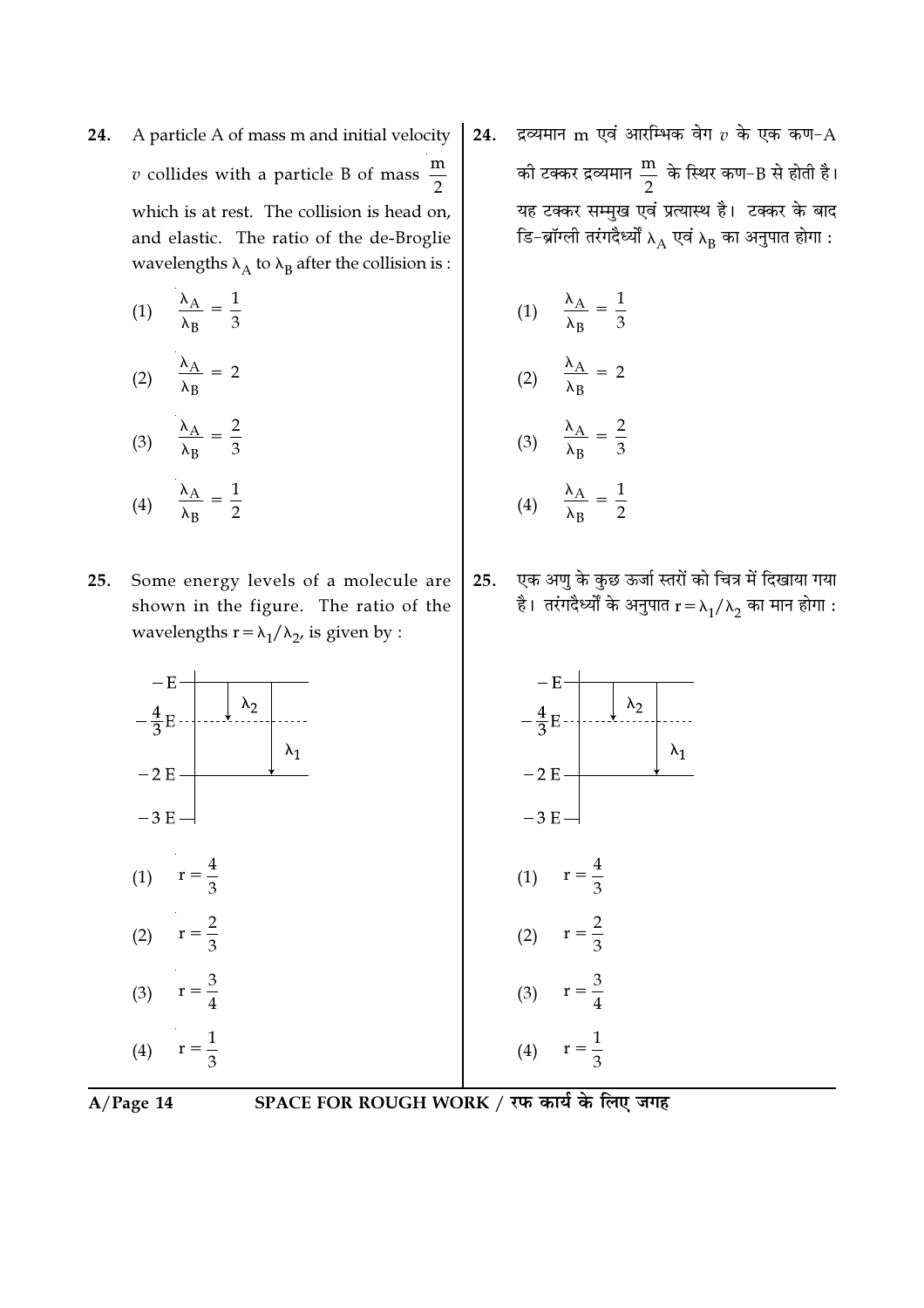24. A particle A of mass m and initial velocity $v$ collides with a particle B of mass $\frac{m}{2}$ which is at rest. The collision is head on, and elastic. The ratio of the de-Broglie wavelengths $\lambda_A$ to $\lambda_B$ after the collision is :

(1) $\frac{\lambda_A}{\lambda_B} = \frac{1}{3}$

(2) $\frac{\lambda_A}{\lambda_B} = 2$

(3) $\frac{\lambda_A}{\lambda_B} = \frac{2}{3}$

(4) $\frac{\lambda_A}{\lambda_B} = \frac{1}{2}$

24. द्रव्यमान m एवं आरम्भिक वेग $v$ के एक कण-A की टक्कर द्रव्यमान $\frac{m}{2}$ के स्थिर कण-B से होती है। यह टक्कर सम्मुख एवं प्रत्यास्थ है। टक्कर के बाद डि-ब्रॉग्ली तरंगदैर्ध्यों $\lambda_A$ एवं $\lambda_B$ का अनुपात होगा :

(1) $\frac{\lambda_A}{\lambda_B} = \frac{1}{3}$

(2) $\frac{\lambda_A}{\lambda_B} = 2$

(3) $\frac{\lambda_A}{\lambda_B} = \frac{2}{3}$

(4) $\frac{\lambda_A}{\lambda_B} = \frac{1}{2}$

25. Some energy levels of a molecule are shown in the figure. The ratio of the wavelengths $r = \lambda_1/\lambda_2$, is given by :

Energy levels: $-E$, $-\frac{4}{3}E$, $-2E$, $-3E$; $\lambda_2$: transition from $-E$ to $-\frac{4}{3}E$; $\lambda_1$: transition from $-E$ to $-2E$.

(1) $r = \frac{4}{3}$

(2) $r = \frac{2}{3}$

(3) $r = \frac{3}{4}$

(4) $r = \frac{1}{3}$

25. एक अणु के कुछ ऊर्जा स्तरों को चित्र में दिखाया गया है। तरंगदैर्ध्यों के अनुपात $r = \lambda_1/\lambda_2$ का मान होगा :

(1) $r = \frac{4}{3}$

(2) $r = \frac{2}{3}$

(3) $r = \frac{3}{4}$

(4) $r = \frac{1}{3}$

SPACE FOR ROUGH WORK / रफ कार्य के लिए जगह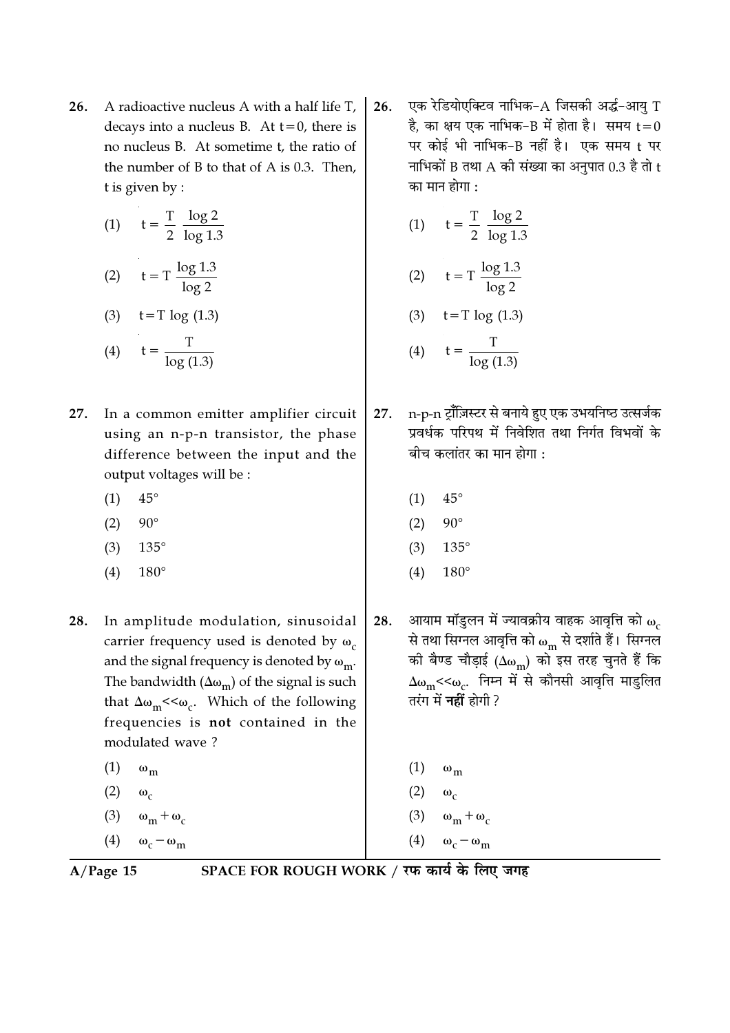26. A radioactive nucleus A with a half life T, decays into a nucleus B. At $t=0$, there is no nucleus B. At sometime t, the ratio of the number of B to that of A is 0.3. Then, t is given by :

(1) $t = \frac{T}{2} \frac{\log 2}{\log 1.3}$

(2) $t = T \frac{\log 1.3}{\log 2}$

(3) $t = T \log (1.3)$

(4) $t = \frac{T}{\log (1.3)}$

26. एक रेडियोएक्टिव नाभिक-A जिसकी अर्द्ध-आयु T है, का क्षय एक नाभिक-B में होता है। समय $t=0$ पर कोई भी नाभिक-B नहीं है। एक समय t पर नाभिकों B तथा A की संख्या का अनुपात 0.3 है तो t का मान होगा :

(1) $t = \frac{T}{2} \frac{\log 2}{\log 1.3}$

(2) $t = T \frac{\log 1.3}{\log 2}$

(3) $t = T \log (1.3)$

(4) $t = \frac{T}{\log (1.3)}$

27. In a common emitter amplifier circuit using an n-p-n transistor, the phase difference between the input and the output voltages will be :

(1) 45°

(2) 90°

(3) 135°

(4) 180°

27. n-p-n ट्रॉंजिस्टर से बनाये हुए एक उभयनिष्ठ उत्सर्जक प्रवर्धक परिपथ में निवेशित तथा निर्गत विभवों के बीच कलांतर का मान होगा :

(1) 45°

(2) 90°

(3) 135°

(4) 180°

28. In amplitude modulation, sinusoidal carrier frequency used is denoted by $\omega_c$ and the signal frequency is denoted by $\omega_m$. The bandwidth $(\Delta\omega_m)$ of the signal is such that $\Delta\omega_m << \omega_c$. Which of the following frequencies is **not** contained in the modulated wave ?

(1) $\omega_m$

(2) $\omega_c$

(3) $\omega_m + \omega_c$

(4) $\omega_c - \omega_m$

28. आयाम मॉडुलन में ज्यावक्रीय वाहक आवृत्ति को $\omega_c$ से तथा सिग्नल आवृत्ति को $\omega_m$ से दर्शाते हैं। सिग्नल की बैण्ड चौड़ाई $(\Delta\omega_m)$ को इस तरह चुनते हैं कि $\Delta\omega_m << \omega_c$. निम्न में से कौनसी आवृत्ति माडुलित तरंग में **नहीं** होगी ?

(1) $\omega_m$

(2) $\omega_c$

(3) $\omega_m + \omega_c$

(4) $\omega_c - \omega_m$

SPACE FOR ROUGH WORK / रफ कार्य के लिए जगह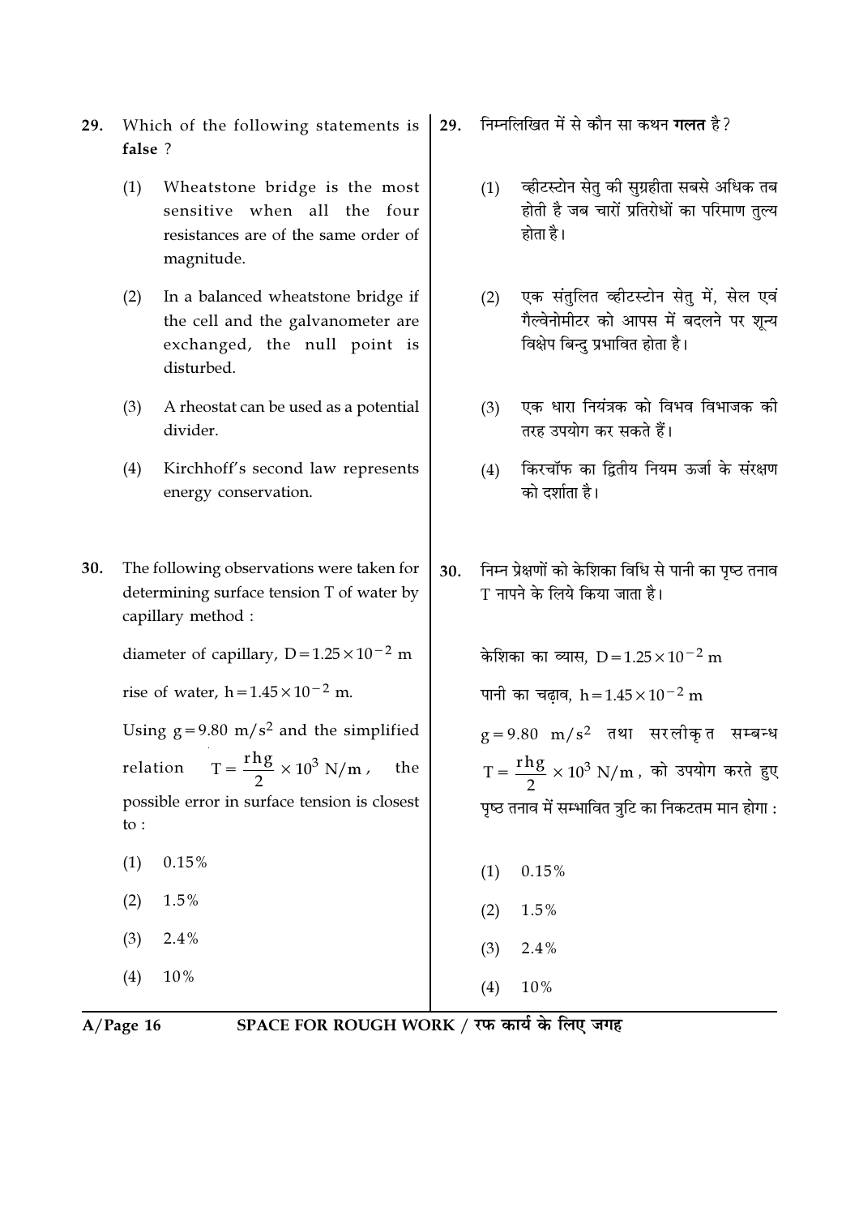29. Which of the following statements is **false** ?

    (1) Wheatstone bridge is the most sensitive when all the four resistances are of the same order of magnitude.

    (2) In a balanced wheatstone bridge if the cell and the galvanometer are exchanged, the null point is disturbed.

    (3) A rheostat can be used as a potential divider.

    (4) Kirchhoff's second law represents energy conservation.

29. निम्नलिखित में से कौन सा कथन **गलत** है ?

    (1) व्हीटस्टोन सेतु की सुग्रहीता सबसे अधिक तब होती है जब चारों प्रतिरोधों का परिमाण तुल्य होता है।

    (2) एक संतुलित व्हीटस्टोन सेतु में, सेल एवं गैल्वेनोमीटर को आपस में बदलने पर शून्य विक्षेप बिन्दु प्रभावित होता है।

    (3) एक धारा नियंत्रक को विभव विभाजक की तरह उपयोग कर सकते हैं।

    (4) किरचॉफ का द्वितीय नियम ऊर्जा के संरक्षण को दर्शाता है।

30. The following observations were taken for determining surface tension T of water by capillary method :

    diameter of capillary, $D = 1.25 \times 10^{-2}$ m

    rise of water, $h = 1.45 \times 10^{-2}$ m.

    Using $g = 9.80$ m/s$^2$ and the simplified relation $T = \frac{rhg}{2} \times 10^3$ N/m, the possible error in surface tension is closest to :

    (1) 0.15%

    (2) 1.5%

    (3) 2.4%

    (4) 10%

30. निम्न प्रेक्षणों को केशिका विधि से पानी का पृष्ठ तनाव T नापने के लिये किया जाता है।

    केशिका का व्यास, $D = 1.25 \times 10^{-2}$ m

    पानी का चढ़ाव, $h = 1.45 \times 10^{-2}$ m

    $g = 9.80$ m/s$^2$ तथा सरलीकृत सम्बन्ध $T = \frac{rhg}{2} \times 10^3$ N/m, को उपयोग करते हुए पृष्ठ तनाव में सम्भावित त्रुटि का निकटतम मान होगा :

    (1) 0.15%

    (2) 1.5%

    (3) 2.4%

    (4) 10%

SPACE FOR ROUGH WORK / रफ कार्य के लिए जगह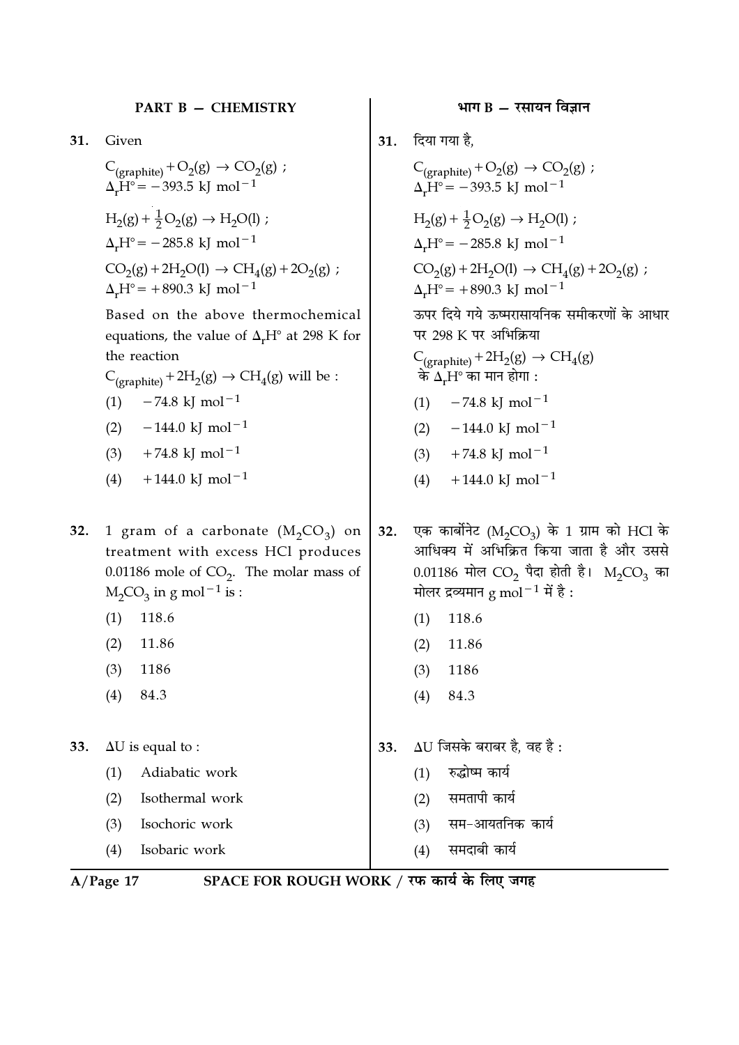## PART B — CHEMISTRY

**31.** Given

$C_{(graphite)} + O_2(g) \rightarrow CO_2(g)$ ;
$\Delta_r H^\circ = -393.5$ kJ mol$^{-1}$

$H_2(g) + \frac{1}{2}O_2(g) \rightarrow H_2O(l)$ ;
$\Delta_r H^\circ = -285.8$ kJ mol$^{-1}$

$CO_2(g) + 2H_2O(l) \rightarrow CH_4(g) + 2O_2(g)$ ;
$\Delta_r H^\circ = +890.3$ kJ mol$^{-1}$

Based on the above thermochemical equations, the value of $\Delta_r H^\circ$ at 298 K for the reaction

$C_{(graphite)} + 2H_2(g) \rightarrow CH_4(g)$ will be :

(1) $-74.8$ kJ mol$^{-1}$

(2) $-144.0$ kJ mol$^{-1}$

(3) $+74.8$ kJ mol$^{-1}$

(4) $+144.0$ kJ mol$^{-1}$

**32.** 1 gram of a carbonate ($M_2CO_3$) on treatment with excess HCl produces 0.01186 mole of $CO_2$. The molar mass of $M_2CO_3$ in g mol$^{-1}$ is :

(1) 118.6

(2) 11.86

(3) 1186

(4) 84.3

**33.** $\Delta U$ is equal to :

(1) Adiabatic work

(2) Isothermal work

(3) Isochoric work

(4) Isobaric work

## भाग B — रसायन विज्ञान

**31.** दिया गया है,

$C_{(graphite)} + O_2(g) \rightarrow CO_2(g)$ ;
$\Delta_r H^\circ = -393.5$ kJ mol$^{-1}$

$H_2(g) + \frac{1}{2}O_2(g) \rightarrow H_2O(l)$ ;
$\Delta_r H^\circ = -285.8$ kJ mol$^{-1}$

$CO_2(g) + 2H_2O(l) \rightarrow CH_4(g) + 2O_2(g)$ ;
$\Delta_r H^\circ = +890.3$ kJ mol$^{-1}$

ऊपर दिये गये ऊष्मरासायनिक समीकरणों के आधार पर 298 K पर अभिक्रिया

$C_{(graphite)} + 2H_2(g) \rightarrow CH_4(g)$

के $\Delta_r H^\circ$ का मान होगा :

(1) $-74.8$ kJ mol$^{-1}$

(2) $-144.0$ kJ mol$^{-1}$

(3) $+74.8$ kJ mol$^{-1}$

(4) $+144.0$ kJ mol$^{-1}$

**32.** एक कार्बोनेट ($M_2CO_3$) के 1 ग्राम को HCl के आधिक्य में अभिक्रित किया जाता है और उससे 0.01186 मोल $CO_2$ पैदा होती है। $M_2CO_3$ का मोलर द्रव्यमान g mol$^{-1}$ में है :

(1) 118.6

(2) 11.86

(3) 1186

(4) 84.3

**33.** $\Delta U$ जिसके बराबर है, वह है :

(1) रुद्धोष्म कार्य

(2) समतापी कार्य

(3) सम-आयतनिक कार्य

(4) समदाबी कार्य

SPACE FOR ROUGH WORK / रफ कार्य के लिए जगह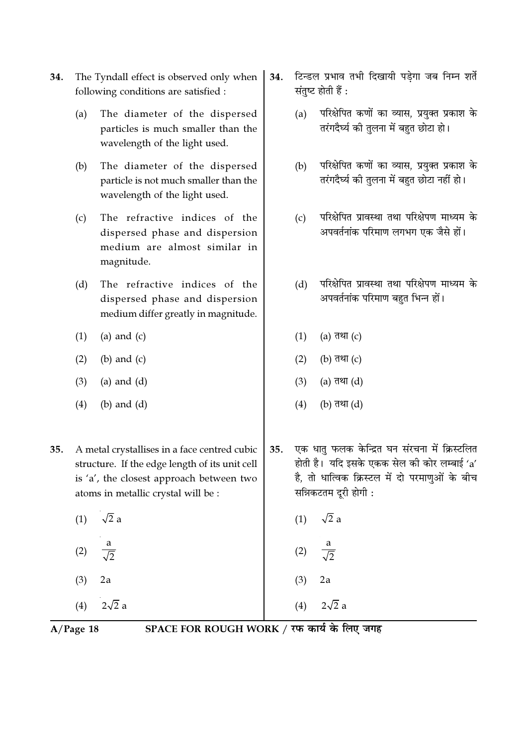34. The Tyndall effect is observed only when following conditions are satisfied :

(a) The diameter of the dispersed particles is much smaller than the wavelength of the light used.

(b) The diameter of the dispersed particle is not much smaller than the wavelength of the light used.

(c) The refractive indices of the dispersed phase and dispersion medium are almost similar in magnitude.

(d) The refractive indices of the dispersed phase and dispersion medium differ greatly in magnitude.

(1) (a) and (c)

(2) (b) and (c)

(3) (a) and (d)

(4) (b) and (d)

34. टिन्डल प्रभाव तभी दिखायी पड़ेगा जब निम्न शर्तें संतुष्ट होती हैं :

(a) परिक्षेपित कणों का व्यास, प्रयुक्त प्रकाश के तरंगदैर्घ्य की तुलना में बहुत छोटा हो।

(b) परिक्षेपित कणों का व्यास, प्रयुक्त प्रकाश के तरंगदैर्घ्य की तुलना में बहुत छोटा नहीं हो।

(c) परिक्षेपित प्रावस्था तथा परिक्षेपण माध्यम के अपवर्तनांक परिमाण लगभग एक जैसे हों।

(d) परिक्षेपित प्रावस्था तथा परिक्षेपण माध्यम के अपवर्तनांक परिमाण बहुत भिन्न हों।

(1) (a) तथा (c)

(2) (b) तथा (c)

(3) (a) तथा (d)

(4) (b) तथा (d)

35. A metal crystallises in a face centred cubic structure. If the edge length of its unit cell is 'a', the closest approach between two atoms in metallic crystal will be :

(1) $\sqrt{2}$ a

(2) $\frac{a}{\sqrt{2}}$

(3) 2a

(4) $2\sqrt{2}$ a

35. एक धातु फलक केन्द्रित घन संरचना में क्रिस्टलित होती है। यदि इसके एकक सेल की कोर लम्बाई 'a' है, तो धात्विक क्रिस्टल में दो परमाणुओं के बीच सन्निकटतम दूरी होगी :

(1) $\sqrt{2}$ a

(2) $\frac{a}{\sqrt{2}}$

(3) 2a

(4) $2\sqrt{2}$ a

SPACE FOR ROUGH WORK / रफ कार्य के लिए जगह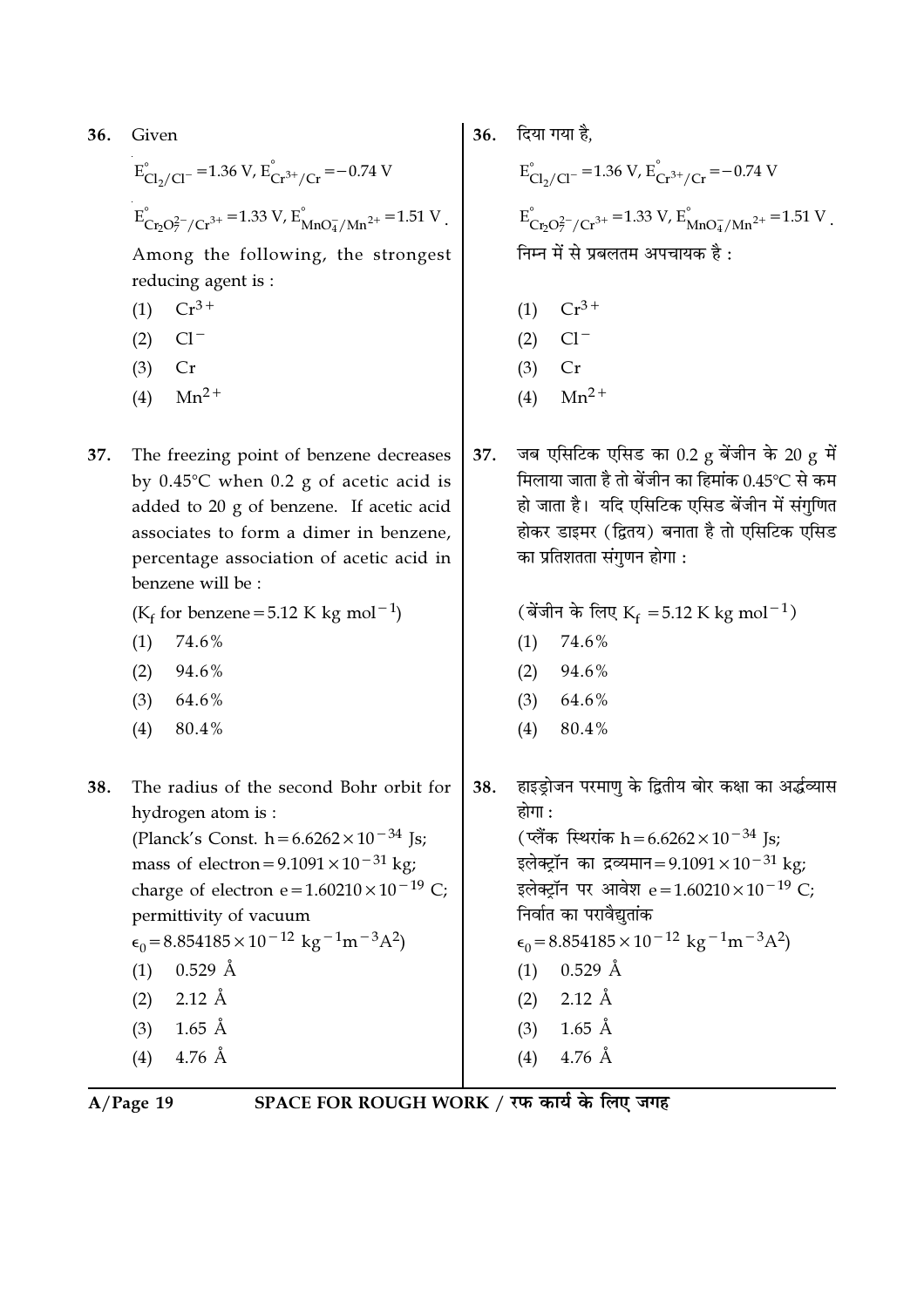36. Given

$E^{\circ}_{Cl_2/Cl^-} = 1.36\ V,\ E^{\circ}_{Cr^{3+}/Cr} = -0.74\ V$

$E^{\circ}_{Cr_2O_7^{2-}/Cr^{3+}} = 1.33\ V,\ E^{\circ}_{MnO_4^-/Mn^{2+}} = 1.51\ V$.

Among the following, the strongest reducing agent is :

(1) $Cr^{3+}$

(2) $Cl^-$

(3) Cr

(4) $Mn^{2+}$

36. दिया गया है,

$E^{\circ}_{Cl_2/Cl^-} = 1.36\ V,\ E^{\circ}_{Cr^{3+}/Cr} = -0.74\ V$

$E^{\circ}_{Cr_2O_7^{2-}/Cr^{3+}} = 1.33\ V,\ E^{\circ}_{MnO_4^-/Mn^{2+}} = 1.51\ V$.

निम्न में से प्रबलतम अपचायक है :

(1) $Cr^{3+}$

(2) $Cl^-$

(3) Cr

(4) $Mn^{2+}$

37. The freezing point of benzene decreases by 0.45°C when 0.2 g of acetic acid is added to 20 g of benzene. If acetic acid associates to form a dimer in benzene, percentage association of acetic acid in benzene will be :

($K_f$ for benzene = 5.12 K kg mol$^{-1}$)

(1) 74.6%

(2) 94.6%

(3) 64.6%

(4) 80.4%

37. जब एसिटिक एसिड का 0.2 g बेंजीन के 20 g में मिलाया जाता है तो बेंजीन का हिमांक 0.45°C से कम हो जाता है। यदि एसिटिक एसिड बेंजीन में संगुणित होकर डाइमर (द्वितय) बनाता है तो एसिटिक एसिड का प्रतिशतता संगुणन होगा :

(बेंजीन के लिए $K_f$ = 5.12 K kg mol$^{-1}$)

(1) 74.6%

(2) 94.6%

(3) 64.6%

(4) 80.4%

38. The radius of the second Bohr orbit for hydrogen atom is :

(Planck's Const. $h = 6.6262 \times 10^{-34}$ Js; mass of electron $= 9.1091 \times 10^{-31}$ kg; charge of electron $e = 1.60210 \times 10^{-19}$ C; permittivity of vacuum $\epsilon_0 = 8.854185 \times 10^{-12}\ kg^{-1}m^{-3}A^2$)

(1) 0.529 Å

(2) 2.12 Å

(3) 1.65 Å

(4) 4.76 Å

38. हाइड्रोजन परमाणु के द्वितीय बोर कक्षा का अर्द्धव्यास होगा :

(प्लैंक स्थिरांक $h = 6.6262 \times 10^{-34}$ Js; इलेक्ट्रॉन का द्रव्यमान $= 9.1091 \times 10^{-31}$ kg; इलेक्ट्रॉन पर आवेश $e = 1.60210 \times 10^{-19}$ C; निर्वात का परावैद्युतांक $\epsilon_0 = 8.854185 \times 10^{-12}\ kg^{-1}m^{-3}A^2$)

(1) 0.529 Å

(2) 2.12 Å

(3) 1.65 Å

(4) 4.76 Å

SPACE FOR ROUGH WORK / रफ कार्य के लिए जगह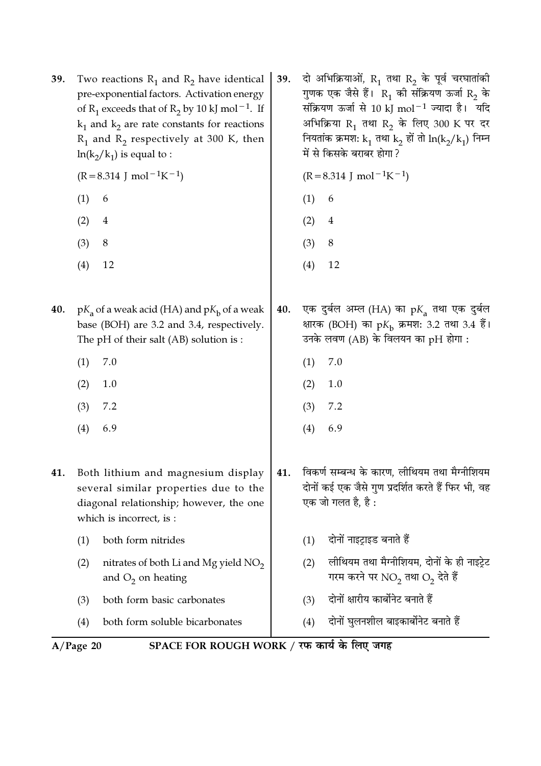39. Two reactions $R_1$ and $R_2$ have identical pre-exponential factors. Activation energy of $R_1$ exceeds that of $R_2$ by 10 kJ $mol^{-1}$. If $k_1$ and $k_2$ are rate constants for reactions $R_1$ and $R_2$ respectively at 300 K, then $\ln(k_2/k_1)$ is equal to :

($R = 8.314$ J $mol^{-1}K^{-1}$)

(1) 6

(2) 4

(3) 8

(4) 12

39. दो अभिक्रियाओं, $R_1$ तथा $R_2$ के पूर्व चरघातांकी गुणक एक जैसे हैं। $R_1$ की संक्रियण ऊर्जा $R_2$ के संक्रियण ऊर्जा से 10 kJ $mol^{-1}$ ज्यादा है। यदि अभिक्रिया $R_1$ तथा $R_2$ के लिए 300 K पर दर नियतांक क्रमशः $k_1$ तथा $k_2$ हों तो $\ln(k_2/k_1)$ निम्न में से किसके बराबर होगा ?

($R = 8.314$ J $mol^{-1}K^{-1}$)

(1) 6

(2) 4

(3) 8

(4) 12

40. $pK_a$ of a weak acid (HA) and $pK_b$ of a weak base (BOH) are 3.2 and 3.4, respectively. The pH of their salt (AB) solution is :

(1) 7.0

(2) 1.0

(3) 7.2

(4) 6.9

40. एक दुर्बल अम्ल (HA) का $pK_a$ तथा एक दुर्बल क्षारक (BOH) का $pK_b$ क्रमशः 3.2 तथा 3.4 हैं। उनके लवण (AB) के विलयन का pH होगा :

(1) 7.0

(2) 1.0

(3) 7.2

(4) 6.9

41. Both lithium and magnesium display several similar properties due to the diagonal relationship; however, the one which is incorrect, is :

(1) both form nitrides

(2) nitrates of both Li and Mg yield $NO_2$ and $O_2$ on heating

(3) both form basic carbonates

(4) both form soluble bicarbonates

41. विकर्ण सम्बन्ध के कारण, लीथियम तथा मैग्नीशियम दोनों कई एक जैसे गुण प्रदर्शित करते हैं फिर भी, वह एक जो गलत है, है :

(1) दोनों नाइट्राइड बनाते हैं

(2) लीथियम तथा मैग्नीशियम, दोनों के ही नाइट्रेट गरम करने पर $NO_2$ तथा $O_2$ देते हैं

(3) दोनों क्षारीय कार्बोनेट बनाते हैं

(4) दोनों घुलनशील बाइकार्बोनेट बनाते हैं

SPACE FOR ROUGH WORK / रफ कार्य के लिए जगह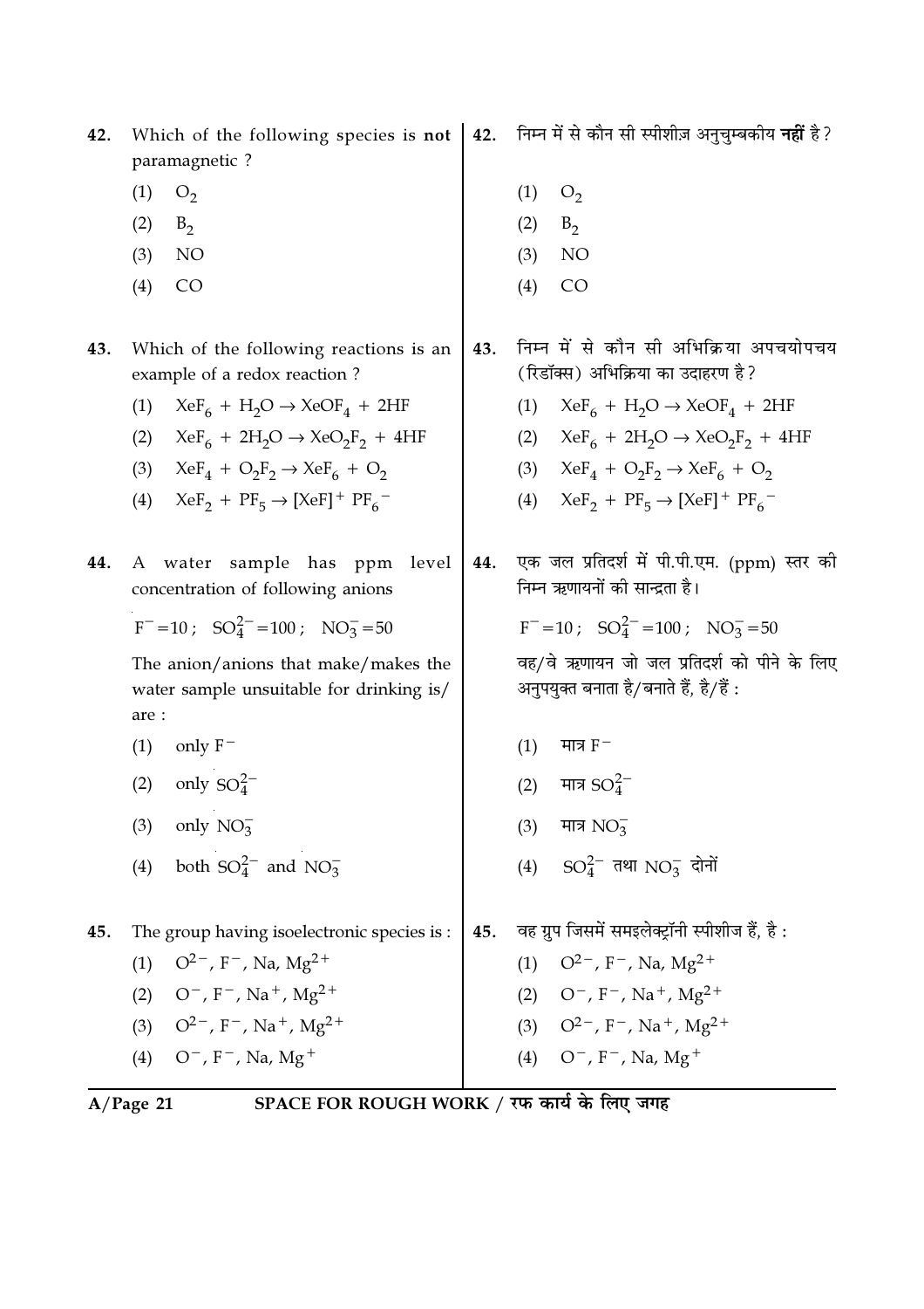42. Which of the following species is **not** paramagnetic ?

(1) $O_2$

(2) $B_2$

(3) NO

(4) CO

42. निम्न में से कौन सी स्पीशीज़ अनुचुम्बकीय **नहीं** है?

(1) $O_2$

(2) $B_2$

(3) NO

(4) CO

43. Which of the following reactions is an example of a redox reaction ?

(1) $XeF_6 + H_2O \rightarrow XeOF_4 + 2HF$

(2) $XeF_6 + 2H_2O \rightarrow XeO_2F_2 + 4HF$

(3) $XeF_4 + O_2F_2 \rightarrow XeF_6 + O_2$

(4) $XeF_2 + PF_5 \rightarrow [XeF]^+ PF_6^-$

43. निम्न में से कौन सी अभिक्रिया अपचयोपचय (रिडॉक्स) अभिक्रिया का उदाहरण है?

(1) $XeF_6 + H_2O \rightarrow XeOF_4 + 2HF$

(2) $XeF_6 + 2H_2O \rightarrow XeO_2F_2 + 4HF$

(3) $XeF_4 + O_2F_2 \rightarrow XeF_6 + O_2$

(4) $XeF_2 + PF_5 \rightarrow [XeF]^+ PF_6^-$

44. A water sample has ppm level concentration of following anions

$F^- = 10 ; \quad SO_4^{2-} = 100 ; \quad NO_3^- = 50$

The anion/anions that make/makes the water sample unsuitable for drinking is/are :

(1) only $F^-$

(2) only $SO_4^{2-}$

(3) only $NO_3^-$

(4) both $SO_4^{2-}$ and $NO_3^-$

44. एक जल प्रतिदर्श में पी.पी.एम. (ppm) स्तर की निम्न ऋणायनों की सान्द्रता है।

$F^- = 10 ; \quad SO_4^{2-} = 100 ; \quad NO_3^- = 50$

वह/वे ऋणायन जो जल प्रतिदर्श को पीने के लिए अनुपयुक्त बनाता है/बनाते हैं, है/हैं :

(1) मात्र $F^-$

(2) मात्र $SO_4^{2-}$

(3) मात्र $NO_3^-$

(4) $SO_4^{2-}$ तथा $NO_3^-$ दोनों

45. The group having isoelectronic species is :

(1) $O^{2-}, F^-, Na, Mg^{2+}$

(2) $O^-, F^-, Na^+, Mg^{2+}$

(3) $O^{2-}, F^-, Na^+, Mg^{2+}$

(4) $O^-, F^-, Na, Mg^+$

45. वह ग्रुप जिसमें समइलेक्ट्रॉनी स्पीशीज हैं, है :

(1) $O^{2-}, F^-, Na, Mg^{2+}$

(2) $O^-, F^-, Na^+, Mg^{2+}$

(3) $O^{2-}, F^-, Na^+, Mg^{2+}$

(4) $O^-, F^-, Na, Mg^+$

SPACE FOR ROUGH WORK / रफ कार्य के लिए जगह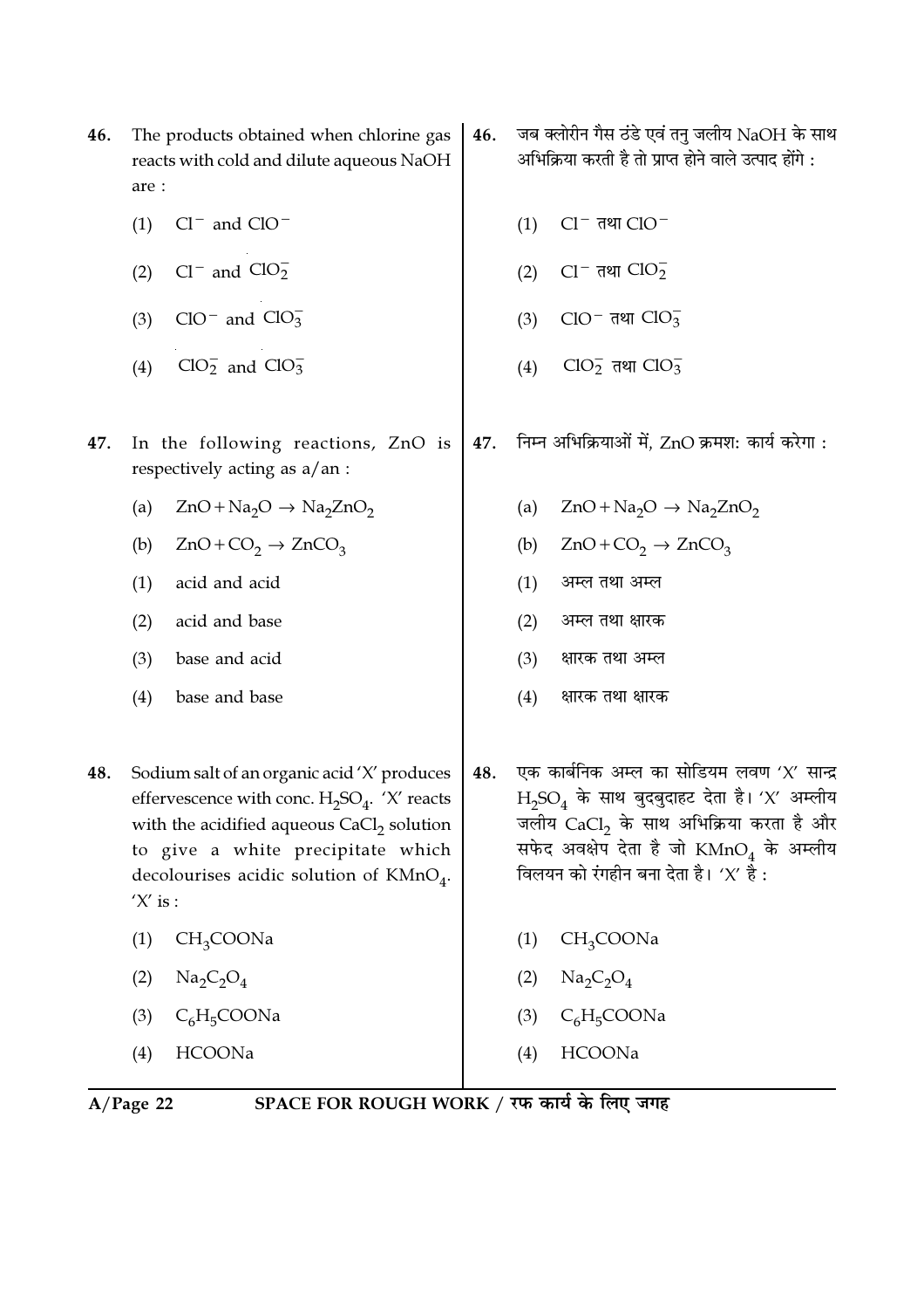46. The products obtained when chlorine gas reacts with cold and dilute aqueous NaOH are :

(1) $Cl^-$ and $ClO^-$

(2) $Cl^-$ and $ClO_2^-$

(3) $ClO^-$ and $ClO_3^-$

(4) $ClO_2^-$ and $ClO_3^-$

46. जब क्लोरीन गैस ठंडे एवं तनु जलीय NaOH के साथ अभिक्रिया करती है तो प्राप्त होने वाले उत्पाद होंगे :

(1) $Cl^-$ तथा $ClO^-$

(2) $Cl^-$ तथा $ClO_2^-$

(3) $ClO^-$ तथा $ClO_3^-$

(4) $ClO_2^-$ तथा $ClO_3^-$

47. In the following reactions, ZnO is respectively acting as a/an :

(a) $ZnO + Na_2O \rightarrow Na_2ZnO_2$

(b) $ZnO + CO_2 \rightarrow ZnCO_3$

(1) acid and acid

(2) acid and base

(3) base and acid

(4) base and base

47. निम्न अभिक्रियाओं में, ZnO क्रमशः कार्य करेगा :

(a) $ZnO + Na_2O \rightarrow Na_2ZnO_2$

(b) $ZnO + CO_2 \rightarrow ZnCO_3$

(1) अम्ल तथा अम्ल

(2) अम्ल तथा क्षारक

(3) क्षारक तथा अम्ल

(4) क्षारक तथा क्षारक

48. Sodium salt of an organic acid 'X' produces effervescence with conc. $H_2SO_4$. 'X' reacts with the acidified aqueous $CaCl_2$ solution to give a white precipitate which decolourises acidic solution of $KMnO_4$. 'X' is :

(1) $CH_3COONa$

(2) $Na_2C_2O_4$

(3) $C_6H_5COONa$

(4) $HCOONa$

48. एक कार्बनिक अम्ल का सोडियम लवण 'X' सान्द्र $H_2SO_4$ के साथ बुदबुदाहट देता है। 'X' अम्लीय जलीय $CaCl_2$ के साथ अभिक्रिया करता है और सफेद अवक्षेप देता है जो $KMnO_4$ के अम्लीय विलयन को रंगहीन बना देता है। 'X' है :

(1) $CH_3COONa$

(2) $Na_2C_2O_4$

(3) $C_6H_5COONa$

(4) $HCOONa$

SPACE FOR ROUGH WORK / रफ कार्य के लिए जगह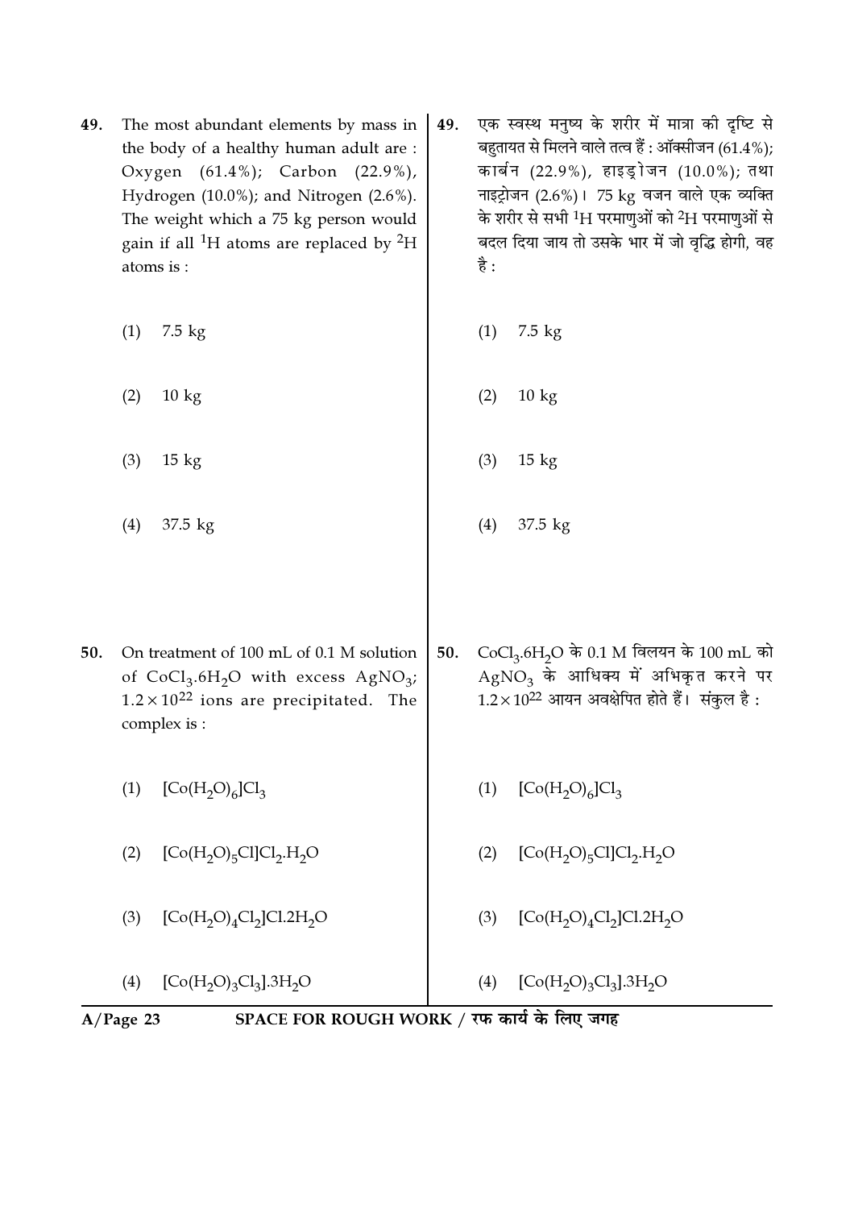49. The most abundant elements by mass in the body of a healthy human adult are : Oxygen (61.4%); Carbon (22.9%), Hydrogen (10.0%); and Nitrogen (2.6%). The weight which a 75 kg person would gain if all $^1H$ atoms are replaced by $^2H$ atoms is :

(1) 7.5 kg

(2) 10 kg

(3) 15 kg

(4) 37.5 kg

49. एक स्वस्थ मनुष्य के शरीर में मात्रा की दृष्टि से बहुतायत से मिलने वाले तत्व हैं : ऑक्सीजन (61.4%); कार्बन (22.9%), हाइड्रोजन (10.0%); तथा नाइट्रोजन (2.6%)। 75 kg वजन वाले एक व्यक्ति के शरीर से सभी $^1H$ परमाणुओं को $^2H$ परमाणुओं से बदल दिया जाय तो उसके भार में जो वृद्धि होगी, वह है :

(1) 7.5 kg

(2) 10 kg

(3) 15 kg

(4) 37.5 kg

50. On treatment of 100 mL of 0.1 M solution of $CoCl_3.6H_2O$ with excess $AgNO_3$; $1.2 \times 10^{22}$ ions are precipitated. The complex is :

(1) $[Co(H_2O)_6]Cl_3$

(2) $[Co(H_2O)_5Cl]Cl_2.H_2O$

(3) $[Co(H_2O)_4Cl_2]Cl.2H_2O$

(4) $[Co(H_2O)_3Cl_3].3H_2O$

50. $CoCl_3.6H_2O$ के 0.1 M विलयन के 100 mL को $AgNO_3$ के आधिक्य में अभिकृत करने पर $1.2 \times 10^{22}$ आयन अवक्षेपित होते हैं। संकुल है :

(1) $[Co(H_2O)_6]Cl_3$

(2) $[Co(H_2O)_5Cl]Cl_2.H_2O$

(3) $[Co(H_2O)_4Cl_2]Cl.2H_2O$

(4) $[Co(H_2O)_3Cl_3].3H_2O$

SPACE FOR ROUGH WORK / रफ कार्य के लिए जगह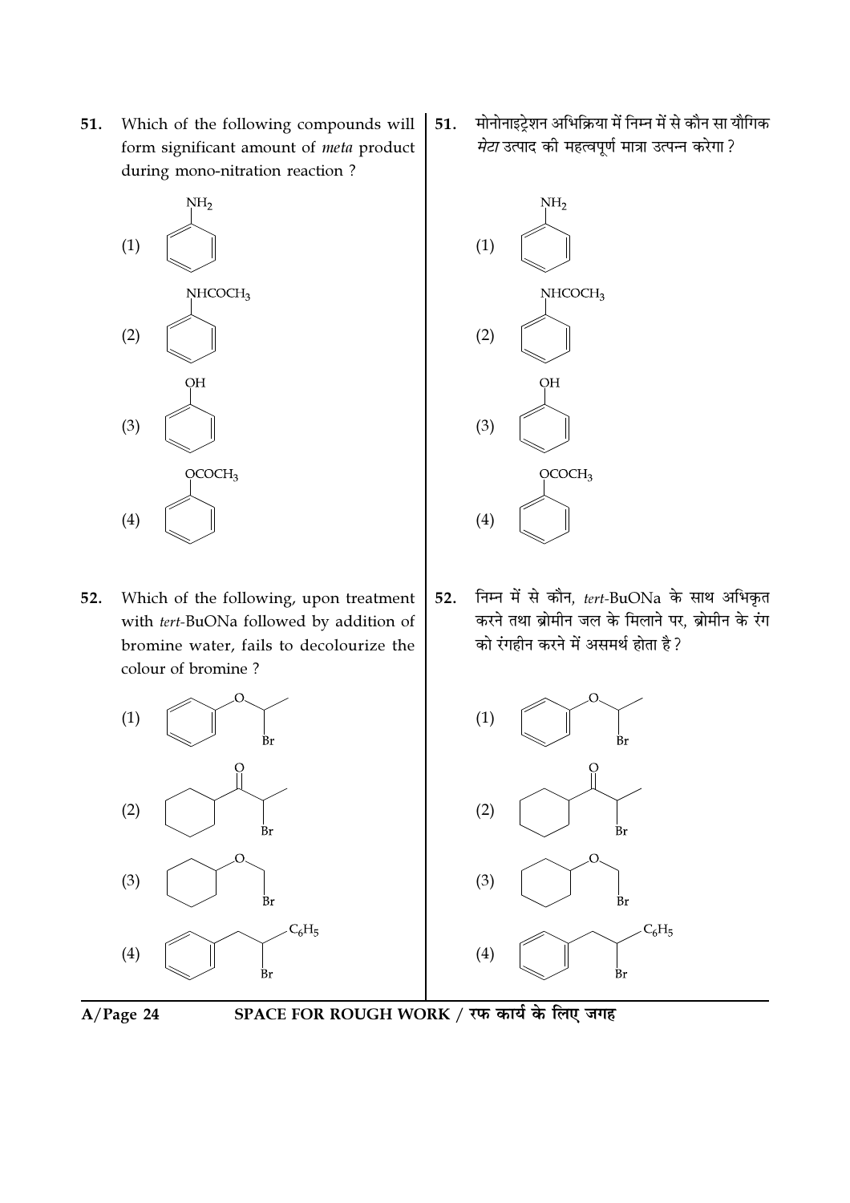51. Which of the following compounds will form significant amount of *meta* product during mono-nitration reaction ?

(1) $C_6H_5NH_2$

(2) $C_6H_5NHCOCH_3$

(3) $C_6H_5OH$

(4) $C_6H_5OCOCH_3$

51. मोनोनाइट्रेशन अभिक्रिया में निम्न में से कौन सा यौगिक *मेटा* उत्पाद की महत्वपूर्ण मात्रा उत्पन्न करेगा ?

(1) $C_6H_5NH_2$

(2) $C_6H_5NHCOCH_3$

(3) $C_6H_5OH$

(4) $C_6H_5OCOCH_3$

52. Which of the following, upon treatment with *tert*-BuONa followed by addition of bromine water, fails to decolourize the colour of bromine ?

(1) $C_6H_5OCH(Br)CH_3$

(2) $C_6H_{11}COCH(Br)CH_3$

(3) $C_6H_{11}OCH_2CH_2Br$

(4) $C_6H_5CH_2CH(Br)C_6H_5$

52. निम्न में से कौन, *tert*-BuONa के साथ अभिकृत करने तथा ब्रोमीन जल के मिलाने पर, ब्रोमीन के रंग को रंगहीन करने में असमर्थ होता है ?

(1) $C_6H_5OCH(Br)CH_3$

(2) $C_6H_{11}COCH(Br)CH_3$

(3) $C_6H_{11}OCH_2CH_2Br$

(4) $C_6H_5CH_2CH(Br)C_6H_5$

SPACE FOR ROUGH WORK / रफ कार्य के लिए जगह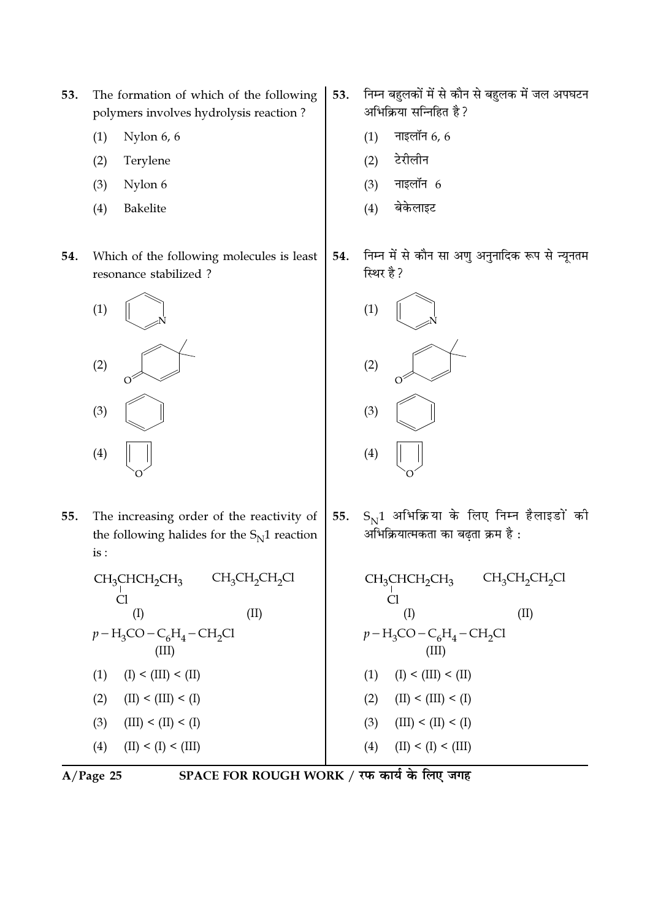53. The formation of which of the following polymers involves hydrolysis reaction ?

(1) Nylon 6, 6

(2) Terylene

(3) Nylon 6

(4) Bakelite

53. निम्न बहुलकों में से कौन से बहुलक में जल अपघटन अभिक्रिया सन्निहित है ?

(1) नाइलॉन 6, 6

(2) टेरीलीन

(3) नाइलॉन 6

(4) बेकेलाइट

54. Which of the following molecules is least resonance stabilized ?

(1) [Pyridine]

(2) [4,4-Dimethylcyclohexa-2,5-dienone]

(3) [Benzene]

(4) [Furan]

54. निम्न में से कौन सा अणु अनुनादिक रूप से न्यूनतम स्थिर है ?

(1) [Pyridine]

(2) [4,4-Dimethylcyclohexa-2,5-dienone]

(3) [Benzene]

(4) [Furan]

55. The increasing order of the reactivity of the following halides for the $S_N1$ reaction is :

$CH_3CHClCH_2CH_3$ (I) $\quad CH_3CH_2CH_2Cl$ (II)

$p-H_3CO-C_6H_4-CH_2Cl$ (III)

(1) (I) < (III) < (II)

(2) (II) < (III) < (I)

(3) (III) < (II) < (I)

(4) (II) < (I) < (III)

55. $S_N1$ अभिक्रिया के लिए निम्न हैलाइडों की अभिक्रियात्मकता का बढ़ता क्रम है :

$CH_3CHClCH_2CH_3$ (I) $\quad CH_3CH_2CH_2Cl$ (II)

$p-H_3CO-C_6H_4-CH_2Cl$ (III)

(1) (I) < (III) < (II)

(2) (II) < (III) < (I)

(3) (III) < (II) < (I)

(4) (II) < (I) < (III)

SPACE FOR ROUGH WORK / रफ कार्य के लिए जगह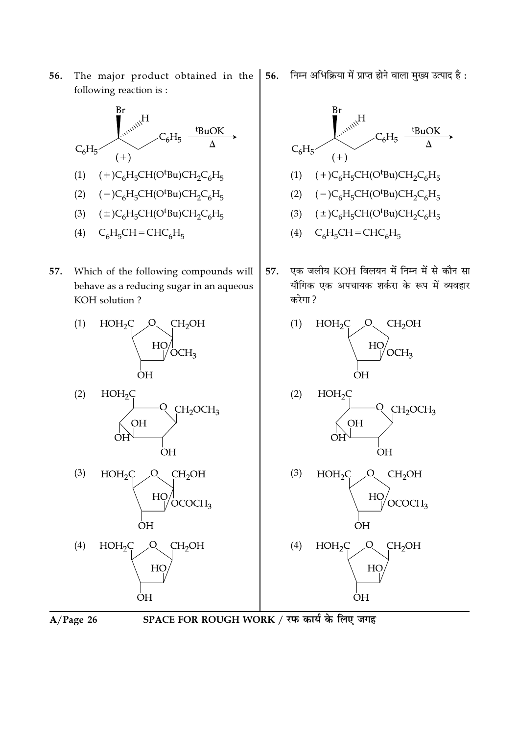56. The major product obtained in the following reaction is :

$$C_6H_5CH(Br)CH_2C_6H_5 \; (+) \xrightarrow[\Delta]{{}^tBuOK}$$

(1) $(+)C_6H_5CH(O^tBu)CH_2C_6H_5$

(2) $(-)C_6H_5CH(O^tBu)CH_2C_6H_5$

(3) $(\pm)C_6H_5CH(O^tBu)CH_2C_6H_5$

(4) $C_6H_5CH=CHC_6H_5$

56. निम्न अभिक्रिया में प्राप्त होने वाला मुख्य उत्पाद है :

$$C_6H_5CH(Br)CH_2C_6H_5 \; (+) \xrightarrow[\Delta]{{}^tBuOK}$$

(1) $(+)C_6H_5CH(O^tBu)CH_2C_6H_5$

(2) $(-)C_6H_5CH(O^tBu)CH_2C_6H_5$

(3) $(\pm)C_6H_5CH(O^tBu)CH_2C_6H_5$

(4) $C_6H_5CH=CHC_6H_5$

57. Which of the following compounds will behave as a reducing sugar in an aqueous KOH solution ?

(1) Five-membered ring: $HOH_2C$, O, $CH_2OH$, HO, $OCH_3$, OH

(2) Six-membered ring: $HOH_2C$, O, $CH_2OCH_3$, OH, OH, OH

(3) Five-membered ring: $HOH_2C$, O, $CH_2OH$, HO, $OCOCH_3$, OH

(4) Five-membered ring: $HOH_2C$, O, $CH_2OH$, HO, OH

57. एक जलीय KOH विलयन में निम्न में से कौन सा यौगिक एक अपचायक शर्करा के रूप में व्यवहार करेगा ?

(1) Five-membered ring: $HOH_2C$, O, $CH_2OH$, HO, $OCH_3$, OH

(2) Six-membered ring: $HOH_2C$, O, $CH_2OCH_3$, OH, OH, OH

(3) Five-membered ring: $HOH_2C$, O, $CH_2OH$, HO, $OCOCH_3$, OH

(4) Five-membered ring: $HOH_2C$, O, $CH_2OH$, HO, OH

SPACE FOR ROUGH WORK / रफ कार्य के लिए जगह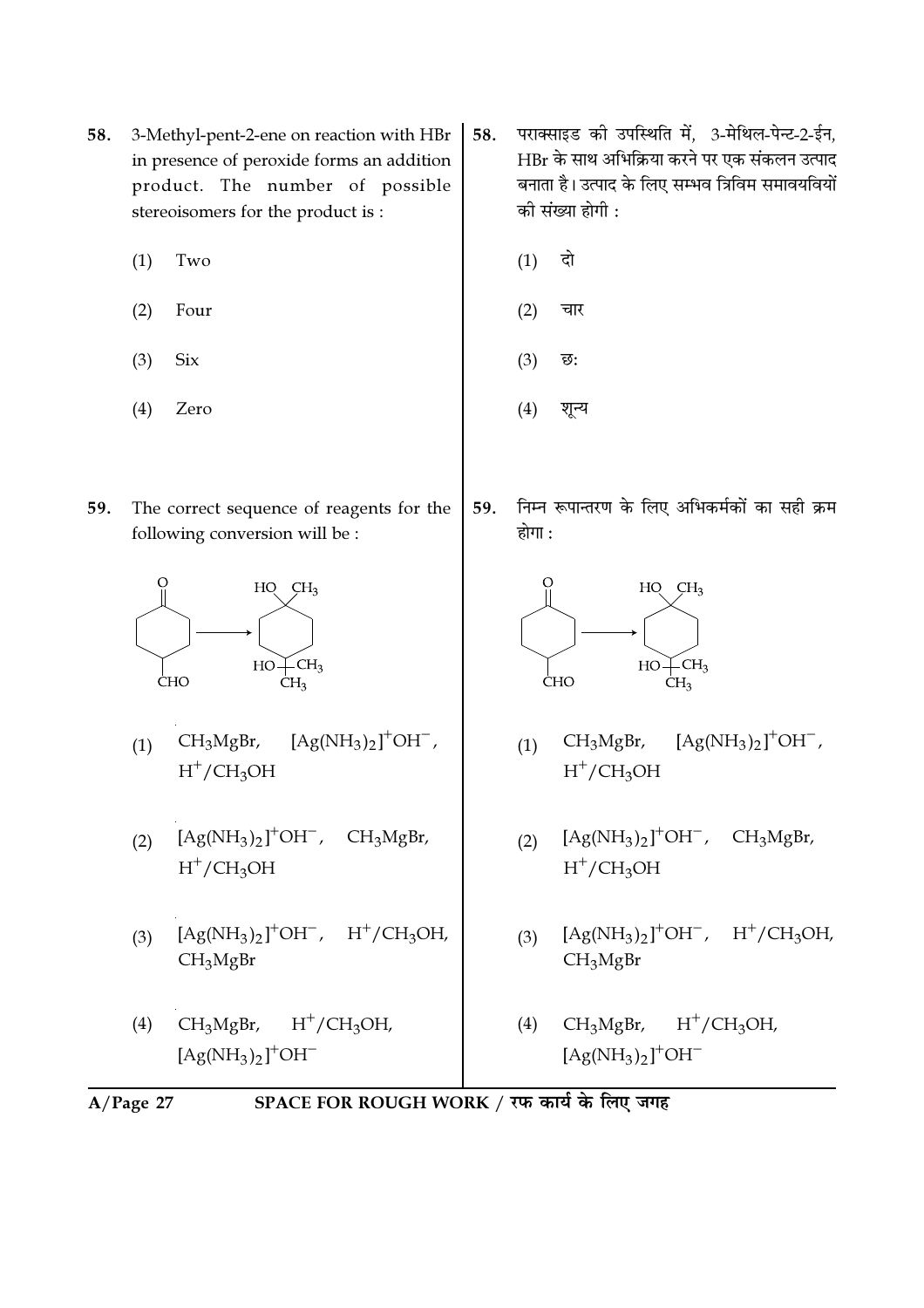58. 3-Methyl-pent-2-ene on reaction with HBr in presence of peroxide forms an addition product. The number of possible stereoisomers for the product is :

(1) Two

(2) Four

(3) Six

(4) Zero

58. पराक्साइड की उपस्थिति में, 3-मेथिल-पेन्ट-2-ईन, HBr के साथ अभिक्रिया करने पर एक संकलन उत्पाद बनाता है। उत्पाद के लिए सम्भव त्रिविम समावयवियों की संख्या होगी :

(1) दो

(2) चार

(3) छः

(4) शून्य

59. The correct sequence of reagents for the following conversion will be :

4-formylcyclohexan-1-one (cyclohexanone with CHO at C-4) $\longrightarrow$ cyclohexane with HO and $CH_3$ on C-1 and $C(OH)(CH_3)_2$ at C-4

(1) $CH_3MgBr$, $[Ag(NH_3)_2]^+OH^-$, $H^+/CH_3OH$

(2) $[Ag(NH_3)_2]^+OH^-$, $CH_3MgBr$, $H^+/CH_3OH$

(3) $[Ag(NH_3)_2]^+OH^-$, $H^+/CH_3OH$, $CH_3MgBr$

(4) $CH_3MgBr$, $H^+/CH_3OH$, $[Ag(NH_3)_2]^+OH^-$

59. निम्न रूपान्तरण के लिए अभिकर्मकों का सही क्रम होगा :

4-formylcyclohexan-1-one (cyclohexanone with CHO at C-4) $\longrightarrow$ cyclohexane with HO and $CH_3$ on C-1 and $C(OH)(CH_3)_2$ at C-4

(1) $CH_3MgBr$, $[Ag(NH_3)_2]^+OH^-$, $H^+/CH_3OH$

(2) $[Ag(NH_3)_2]^+OH^-$, $CH_3MgBr$, $H^+/CH_3OH$

(3) $[Ag(NH_3)_2]^+OH^-$, $H^+/CH_3OH$, $CH_3MgBr$

(4) $CH_3MgBr$, $H^+/CH_3OH$, $[Ag(NH_3)_2]^+OH^-$

SPACE FOR ROUGH WORK / रफ कार्य के लिए जगह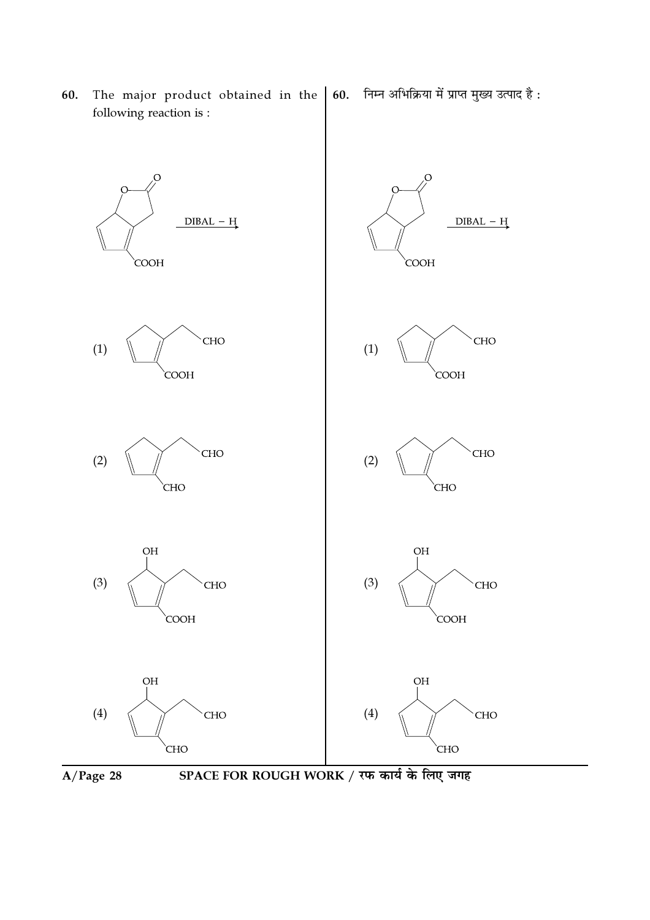60. The major product obtained in the following reaction is :

60. निम्न अभिक्रिया में प्राप्त मुख्य उत्पाद है :

(1)

(2)

(3)

(4)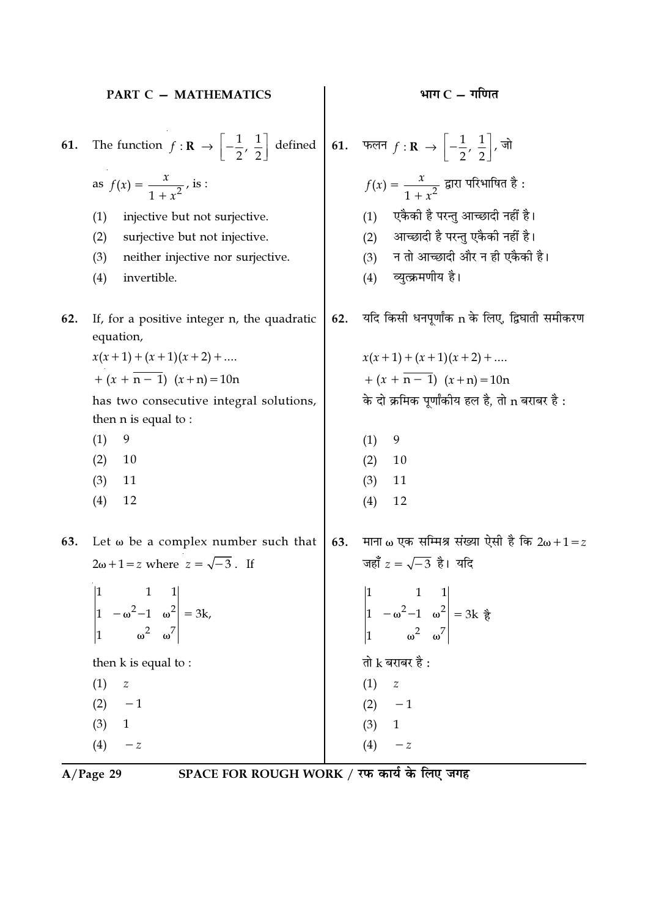## PART C — MATHEMATICS

## भाग C — गणित

**61.** The function $f : \mathbf{R} \rightarrow \left[-\frac{1}{2}, \frac{1}{2}\right]$ defined as $f(x) = \frac{x}{1 + x^2}$, is :

(1) injective but not surjective.

(2) surjective but not injective.

(3) neither injective nor surjective.

(4) invertible.

**61.** फलन $f : \mathbf{R} \rightarrow \left[-\frac{1}{2}, \frac{1}{2}\right]$, जो $f(x) = \frac{x}{1 + x^2}$ द्वारा परिभाषित है :

(1) एकैकी है परन्तु आच्छादी नहीं है।

(2) आच्छादी है परन्तु एकैकी नहीं है।

(3) न तो आच्छादी और न ही एकैकी है।

(4) व्युत्क्रमणीय है।

**62.** If, for a positive integer n, the quadratic equation,

$x(x+1) + (x+1)(x+2) + ....$
$+ (x + \overline{n-1})\ (x+n) = 10n$

has two consecutive integral solutions, then n is equal to :

(1) 9

(2) 10

(3) 11

(4) 12

**62.** यदि किसी धनपूर्णांक n के लिए, द्विघाती समीकरण

$x(x+1) + (x+1)(x+2) + ....$
$+ (x + \overline{n-1})\ (x+n) = 10n$

के दो क्रमिक पूर्णांकीय हल है, तो n बराबर है :

(1) 9

(2) 10

(3) 11

(4) 12

**63.** Let ω be a complex number such that $2\omega + 1 = z$ where $z = \sqrt{-3}$. If

$$\begin{vmatrix} 1 & 1 & 1 \\ 1 & -\omega^2-1 & \omega^2 \\ 1 & \omega^2 & \omega^7 \end{vmatrix} = 3k,$$

then k is equal to :

(1) $z$

(2) $-1$

(3) $1$

(4) $-z$

**63.** माना ω एक सम्मिश्र संख्या ऐसी है कि $2\omega + 1 = z$ जहाँ $z = \sqrt{-3}$ है। यदि

$$\begin{vmatrix} 1 & 1 & 1 \\ 1 & -\omega^2-1 & \omega^2 \\ 1 & \omega^2 & \omega^7 \end{vmatrix} = 3k \text{ है}$$

तो k बराबर है :

(1) $z$

(2) $-1$

(3) $1$

(4) $-z$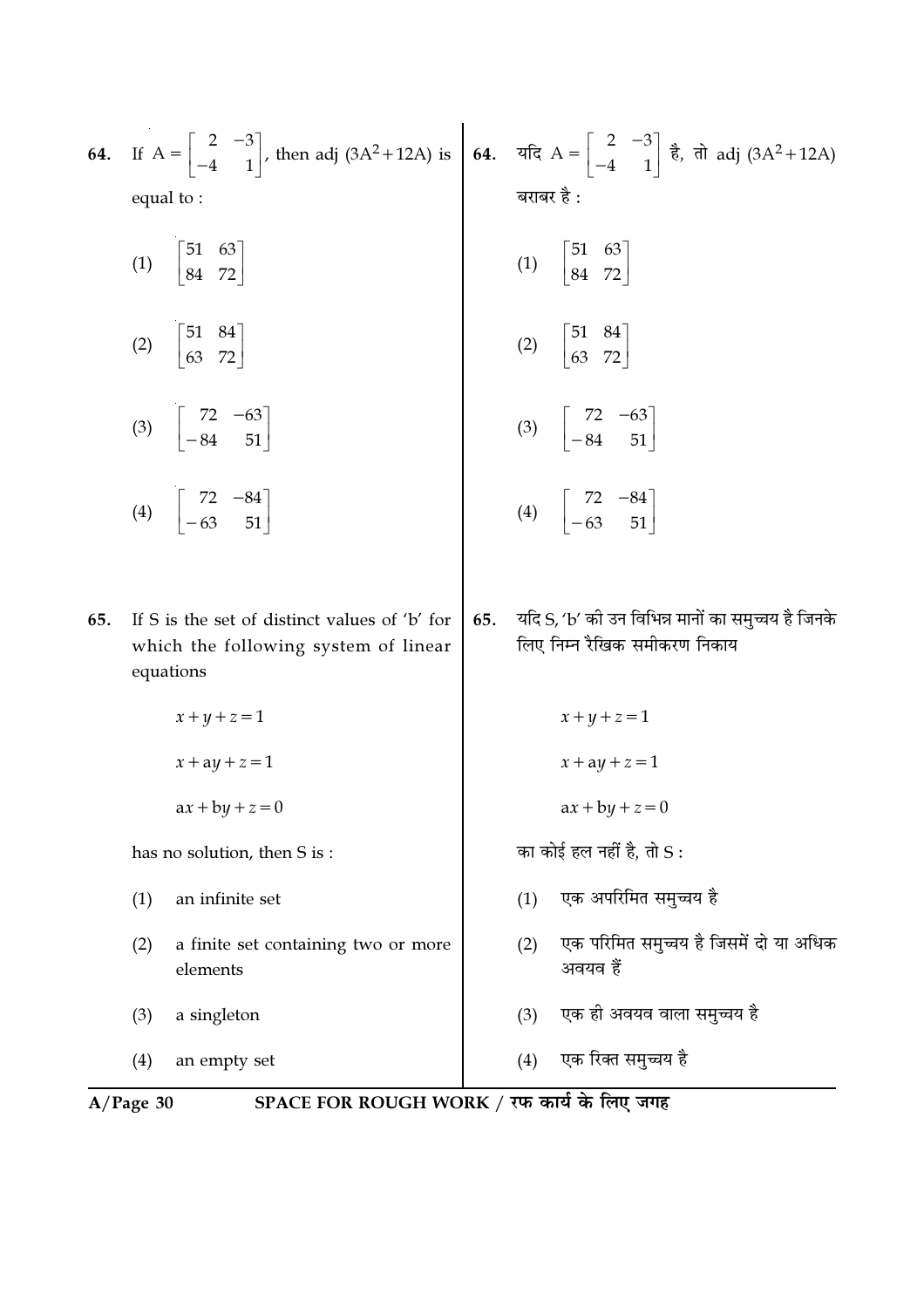64. If $A = \begin{bmatrix} 2 & -3 \\ -4 & 1 \end{bmatrix}$, then adj $(3A^2+12A)$ is equal to :

(1) $\begin{bmatrix} 51 & 63 \\ 84 & 72 \end{bmatrix}$

(2) $\begin{bmatrix} 51 & 84 \\ 63 & 72 \end{bmatrix}$

(3) $\begin{bmatrix} 72 & -63 \\ -84 & 51 \end{bmatrix}$

(4) $\begin{bmatrix} 72 & -84 \\ -63 & 51 \end{bmatrix}$

64. यदि $A = \begin{bmatrix} 2 & -3 \\ -4 & 1 \end{bmatrix}$ है, तो adj $(3A^2+12A)$ बराबर है :

(1) $\begin{bmatrix} 51 & 63 \\ 84 & 72 \end{bmatrix}$

(2) $\begin{bmatrix} 51 & 84 \\ 63 & 72 \end{bmatrix}$

(3) $\begin{bmatrix} 72 & -63 \\ -84 & 51 \end{bmatrix}$

(4) $\begin{bmatrix} 72 & -84 \\ -63 & 51 \end{bmatrix}$

65. If S is the set of distinct values of 'b' for which the following system of linear equations

$$x + y + z = 1$$

$$x + ay + z = 1$$

$$ax + by + z = 0$$

has no solution, then S is :

(1) an infinite set

(2) a finite set containing two or more elements

(3) a singleton

(4) an empty set

65. यदि S, 'b' की उन विभिन्न मानों का समुच्चय है जिनके लिए निम्न रैखिक समीकरण निकाय

$$x + y + z = 1$$

$$x + ay + z = 1$$

$$ax + by + z = 0$$

का कोई हल नहीं है, तो S :

(1) एक अपरिमित समुच्चय है

(2) एक परिमित समुच्चय है जिसमें दो या अधिक अवयव हैं

(3) एक ही अवयव वाला समुच्चय है

(4) एक रिक्त समुच्चय है

SPACE FOR ROUGH WORK / रफ कार्य के लिए जगह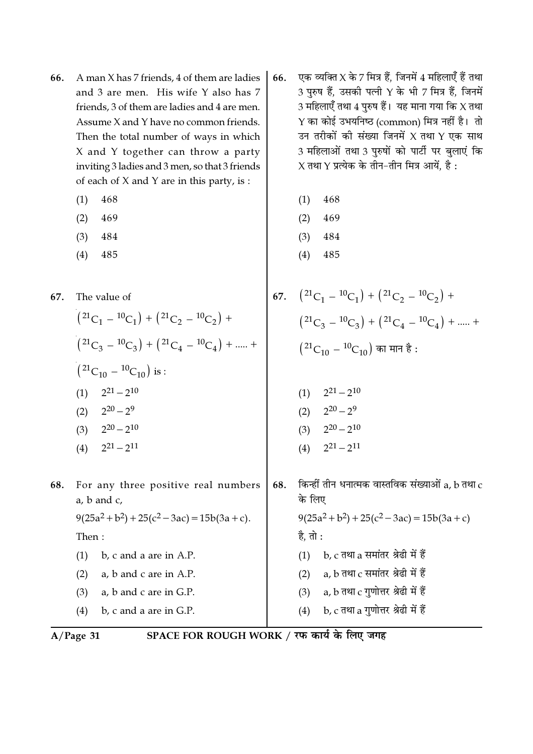66. A man X has 7 friends, 4 of them are ladies and 3 are men. His wife Y also has 7 friends, 3 of them are ladies and 4 are men. Assume X and Y have no common friends. Then the total number of ways in which X and Y together can throw a party inviting 3 ladies and 3 men, so that 3 friends of each of X and Y are in this party, is :

(1) 468

(2) 469

(3) 484

(4) 485

66. एक व्यक्ति X के 7 मित्र हैं, जिनमें 4 महिलाएँ हैं तथा 3 पुरुष हैं, उसकी पत्नी Y के भी 7 मित्र हैं, जिनमें 3 महिलाएँ तथा 4 पुरुष हैं। यह माना गया कि X तथा Y का कोई उभयनिष्ठ (common) मित्र नहीं है। तो उन तरीकों की संख्या जिनमें X तथा Y एक साथ 3 महिलाओं तथा 3 पुरुषों को पार्टी पर बुलाएं कि X तथा Y प्रत्येक के तीन-तीन मित्र आयें, है :

(1) 468

(2) 469

(3) 484

(4) 485

67. The value of

$$\left({}^{21}C_1 - {}^{10}C_1\right) + \left({}^{21}C_2 - {}^{10}C_2\right) + \left({}^{21}C_3 - {}^{10}C_3\right) + \left({}^{21}C_4 - {}^{10}C_4\right) + \ldots.. + \left({}^{21}C_{10} - {}^{10}C_{10}\right)$$ is :

(1) $2^{21} - 2^{10}$

(2) $2^{20} - 2^{9}$

(3) $2^{20} - 2^{10}$

(4) $2^{21} - 2^{11}$

67. $\left({}^{21}C_1 - {}^{10}C_1\right) + \left({}^{21}C_2 - {}^{10}C_2\right) + \left({}^{21}C_3 - {}^{10}C_3\right) + \left({}^{21}C_4 - {}^{10}C_4\right) + \ldots.. + \left({}^{21}C_{10} - {}^{10}C_{10}\right)$ का मान है :

(1) $2^{21} - 2^{10}$

(2) $2^{20} - 2^{9}$

(3) $2^{20} - 2^{10}$

(4) $2^{21} - 2^{11}$

68. For any three positive real numbers a, b and c,

$$9(25a^2 + b^2) + 25(c^2 - 3ac) = 15b(3a + c).$$

Then :

(1) b, c and a are in A.P.

(2) a, b and c are in A.P.

(3) a, b and c are in G.P.

(4) b, c and a are in G.P.

68. किन्हीं तीन धनात्मक वास्तविक संख्याओं a, b तथा c के लिए

$$9(25a^2 + b^2) + 25(c^2 - 3ac) = 15b(3a + c)$$

है, तो :

(1) b, c तथा a समांतर श्रेढी में हैं

(2) a, b तथा c समांतर श्रेढी में हैं

(3) a, b तथा c गुणोत्तर श्रेढी में हैं

(4) b, c तथा a गुणोत्तर श्रेढी में हैं

SPACE FOR ROUGH WORK / रफ कार्य के लिए जगह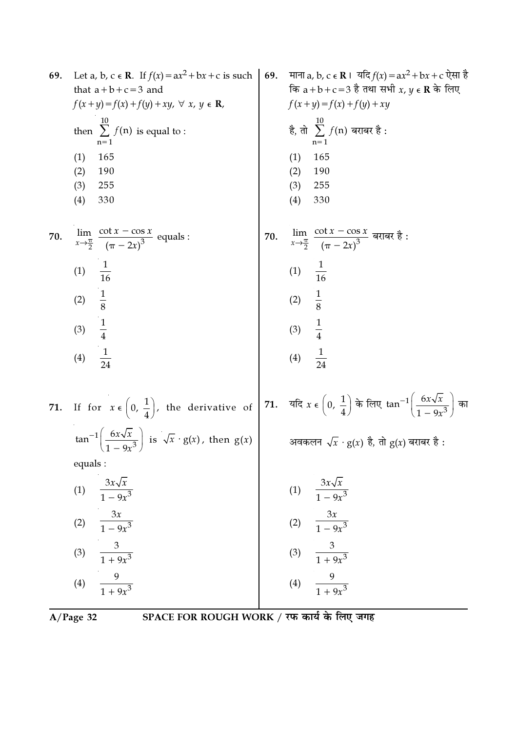69. Let a, b, c $\in$ **R**. If $f(x) = ax^2 + bx + c$ is such that $a + b + c = 3$ and
$f(x+y) = f(x) + f(y) + xy, \ \forall \ x, y \in \mathbf{R}$,
then $\sum_{n=1}^{10} f(n)$ is equal to :

(1) 165
(2) 190
(3) 255
(4) 330

69. माना a, b, c $\in$ **R** । यदि $f(x) = ax^2 + bx + c$ ऐसा है कि $a + b + c = 3$ है तथा सभी $x, y \in \mathbf{R}$ के लिए
$f(x+y) = f(x) + f(y) + xy$
है, तो $\sum_{n=1}^{10} f(n)$ बराबर है :

(1) 165
(2) 190
(3) 255
(4) 330

70. $\lim_{x \to \frac{\pi}{2}} \frac{\cot x - \cos x}{(\pi - 2x)^3}$ equals :

(1) $\frac{1}{16}$
(2) $\frac{1}{8}$
(3) $\frac{1}{4}$
(4) $\frac{1}{24}$

70. $\lim_{x \to \frac{\pi}{2}} \frac{\cot x - \cos x}{(\pi - 2x)^3}$ बराबर है :

(1) $\frac{1}{16}$
(2) $\frac{1}{8}$
(3) $\frac{1}{4}$
(4) $\frac{1}{24}$

71. If for $x \in \left(0, \frac{1}{4}\right)$, the derivative of $\tan^{-1}\left(\frac{6x\sqrt{x}}{1 - 9x^3}\right)$ is $\sqrt{x} \cdot g(x)$, then $g(x)$ equals :

(1) $\frac{3x\sqrt{x}}{1 - 9x^3}$
(2) $\frac{3x}{1 - 9x^3}$
(3) $\frac{3}{1 + 9x^3}$
(4) $\frac{9}{1 + 9x^3}$

71. यदि $x \in \left(0, \frac{1}{4}\right)$ के लिए $\tan^{-1}\left(\frac{6x\sqrt{x}}{1 - 9x^3}\right)$ का अवकलन $\sqrt{x} \cdot g(x)$ है, तो $g(x)$ बराबर है :

(1) $\frac{3x\sqrt{x}}{1 - 9x^3}$
(2) $\frac{3x}{1 - 9x^3}$
(3) $\frac{3}{1 + 9x^3}$
(4) $\frac{9}{1 + 9x^3}$

SPACE FOR ROUGH WORK / रफ कार्य के लिए जगह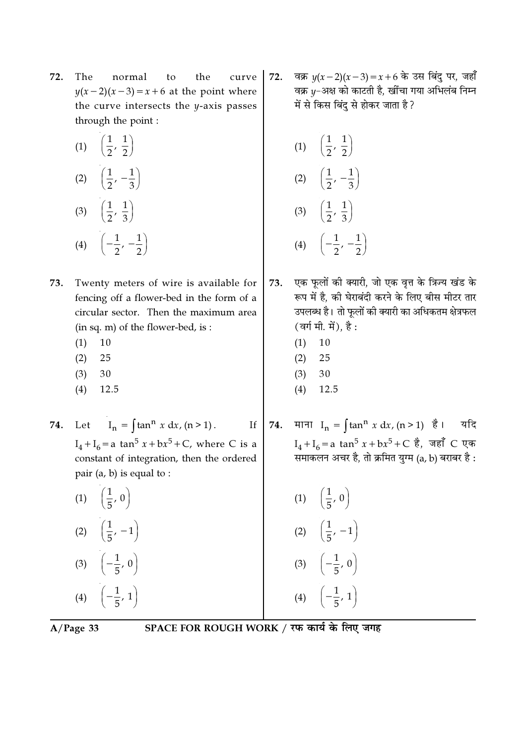72. The normal to the curve $y(x-2)(x-3) = x+6$ at the point where the curve intersects the $y$-axis passes through the point :

(1) $\left(\frac{1}{2}, \frac{1}{2}\right)$

(2) $\left(\frac{1}{2}, -\frac{1}{3}\right)$

(3) $\left(\frac{1}{2}, \frac{1}{3}\right)$

(4) $\left(-\frac{1}{2}, -\frac{1}{2}\right)$

72. वक्र $y(x-2)(x-3) = x+6$ के उस बिंदु पर, जहाँ वक्र $y$-अक्ष को काटती है, खींचा गया अभिलंब निम्न में से किस बिंदु से होकर जाता है ?

(1) $\left(\frac{1}{2}, \frac{1}{2}\right)$

(2) $\left(\frac{1}{2}, -\frac{1}{3}\right)$

(3) $\left(\frac{1}{2}, \frac{1}{3}\right)$

(4) $\left(-\frac{1}{2}, -\frac{1}{2}\right)$

73. Twenty meters of wire is available for fencing off a flower-bed in the form of a circular sector. Then the maximum area (in sq. m) of the flower-bed, is :

(1) 10

(2) 25

(3) 30

(4) 12.5

73. एक फूलों की क्यारी, जो एक वृत्त के त्रिज्य खंड के रूप में है, की घेराबंदी करने के लिए बीस मीटर तार उपलब्ध है। तो फूलों की क्यारी का अधिकतम क्षेत्रफल (वर्ग मी. में), है :

(1) 10

(2) 25

(3) 30

(4) 12.5

74. Let $I_n = \int \tan^n x \, dx, (n > 1)$. If $I_4 + I_6 = a \tan^5 x + bx^5 + C$, where C is a constant of integration, then the ordered pair (a, b) is equal to :

(1) $\left(\frac{1}{5}, 0\right)$

(2) $\left(\frac{1}{5}, -1\right)$

(3) $\left(-\frac{1}{5}, 0\right)$

(4) $\left(-\frac{1}{5}, 1\right)$

74. माना $I_n = \int \tan^n x \, dx, (n > 1)$ है। यदि $I_4 + I_6 = a \tan^5 x + bx^5 + C$ है, जहाँ C एक समाकलन अचर है, तो क्रमित युग्म (a, b) बराबर है :

(1) $\left(\frac{1}{5}, 0\right)$

(2) $\left(\frac{1}{5}, -1\right)$

(3) $\left(-\frac{1}{5}, 0\right)$

(4) $\left(-\frac{1}{5}, 1\right)$

SPACE FOR ROUGH WORK / रफ कार्य के लिए जगह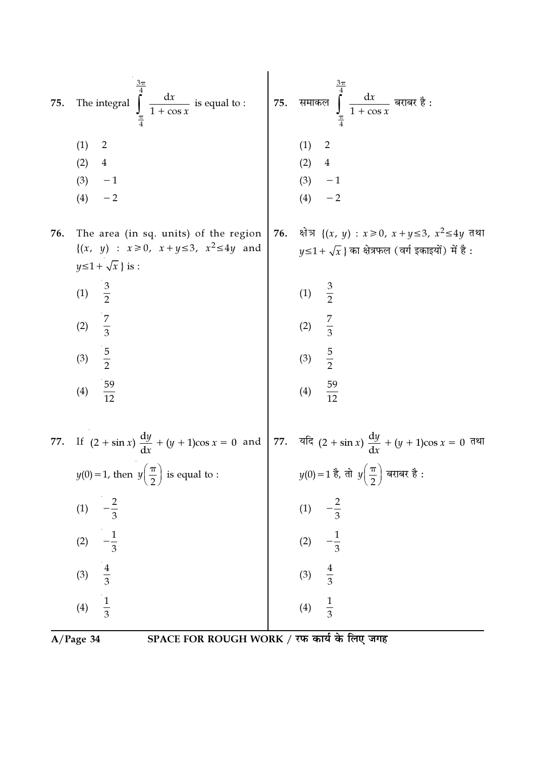75. The integral $\int_{\frac{\pi}{4}}^{\frac{3\pi}{4}} \frac{dx}{1 + \cos x}$ is equal to :

(1) 2

(2) 4

(3) $-1$

(4) $-2$

76. The area (in sq. units) of the region $\{(x, y) : x \geq 0, x + y \leq 3, x^2 \leq 4y$ and $y \leq 1 + \sqrt{x}\}$ is :

(1) $\frac{3}{2}$

(2) $\frac{7}{3}$

(3) $\frac{5}{2}$

(4) $\frac{59}{12}$

77. If $(2 + \sin x) \frac{dy}{dx} + (y + 1)\cos x = 0$ and $y(0) = 1$, then $y\left(\frac{\pi}{2}\right)$ is equal to :

(1) $-\frac{2}{3}$

(2) $-\frac{1}{3}$

(3) $\frac{4}{3}$

(4) $\frac{1}{3}$

75. समाकल $\int_{\frac{\pi}{4}}^{\frac{3\pi}{4}} \frac{dx}{1 + \cos x}$ बराबर है :

(1) 2

(2) 4

(3) $-1$

(4) $-2$

76. क्षेत्र $\{(x, y) : x \geq 0, x + y \leq 3, x^2 \leq 4y$ तथा $y \leq 1 + \sqrt{x}\}$ का क्षेत्रफल (वर्ग इकाइयों) में है :

(1) $\frac{3}{2}$

(2) $\frac{7}{3}$

(3) $\frac{5}{2}$

(4) $\frac{59}{12}$

77. यदि $(2 + \sin x) \frac{dy}{dx} + (y + 1)\cos x = 0$ तथा $y(0) = 1$ है, तो $y\left(\frac{\pi}{2}\right)$ बराबर है :

(1) $-\frac{2}{3}$

(2) $-\frac{1}{3}$

(3) $\frac{4}{3}$

(4) $\frac{1}{3}$

SPACE FOR ROUGH WORK / रफ कार्य के लिए जगह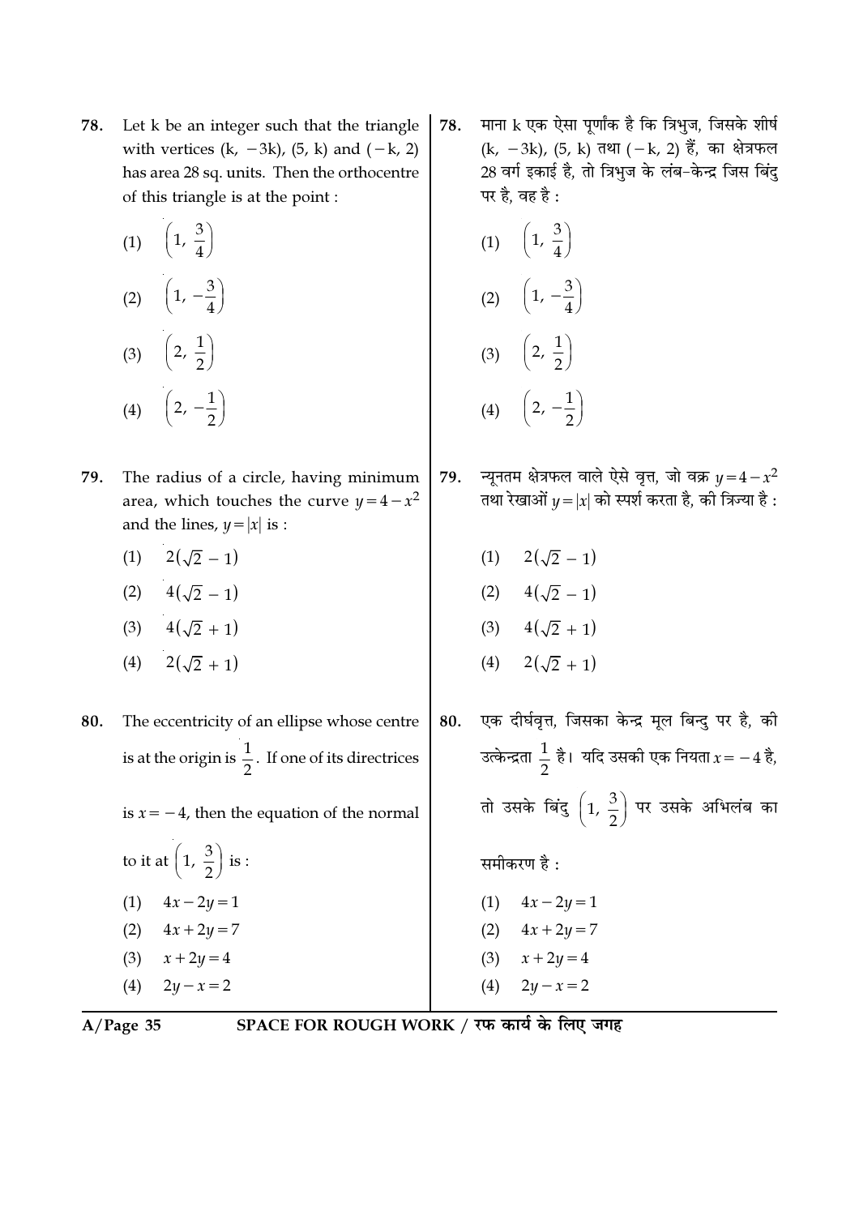78. Let k be an integer such that the triangle with vertices (k, $-3$k), (5, k) and ($-$k, 2) has area 28 sq. units. Then the orthocentre of this triangle is at the point :

(1) $\left(1, \frac{3}{4}\right)$

(2) $\left(1, -\frac{3}{4}\right)$

(3) $\left(2, \frac{1}{2}\right)$

(4) $\left(2, -\frac{1}{2}\right)$

78. माना k एक ऐसा पूर्णांक है कि त्रिभुज, जिसके शीर्ष (k, $-3$k), (5, k) तथा ($-$k, 2) हैं, का क्षेत्रफल 28 वर्ग इकाई है, तो त्रिभुज के लंब-केन्द्र जिस बिंदु पर है, वह है :

(1) $\left(1, \frac{3}{4}\right)$

(2) $\left(1, -\frac{3}{4}\right)$

(3) $\left(2, \frac{1}{2}\right)$

(4) $\left(2, -\frac{1}{2}\right)$

79. The radius of a circle, having minimum area, which touches the curve $y = 4 - x^2$ and the lines, $y = |x|$ is :

(1) $2(\sqrt{2} - 1)$

(2) $4(\sqrt{2} - 1)$

(3) $4(\sqrt{2} + 1)$

(4) $2(\sqrt{2} + 1)$

79. न्यूनतम क्षेत्रफल वाले ऐसे वृत्त, जो वक्र $y = 4 - x^2$ तथा रेखाओं $y = |x|$ को स्पर्श करता है, की त्रिज्या है :

(1) $2(\sqrt{2} - 1)$

(2) $4(\sqrt{2} - 1)$

(3) $4(\sqrt{2} + 1)$

(4) $2(\sqrt{2} + 1)$

80. The eccentricity of an ellipse whose centre is at the origin is $\frac{1}{2}$. If one of its directrices is $x = -4$, then the equation of the normal to it at $\left(1, \frac{3}{2}\right)$ is :

(1) $4x - 2y = 1$

(2) $4x + 2y = 7$

(3) $x + 2y = 4$

(4) $2y - x = 2$

80. एक दीर्घवृत्त, जिसका केन्द्र मूल बिन्दु पर है, की उत्केन्द्रता $\frac{1}{2}$ है। यदि उसकी एक नियता $x = -4$ है, तो उसके बिंदु $\left(1, \frac{3}{2}\right)$ पर उसके अभिलंब का समीकरण है :

(1) $4x - 2y = 1$

(2) $4x + 2y = 7$

(3) $x + 2y = 4$

(4) $2y - x = 2$

SPACE FOR ROUGH WORK / रफ कार्य के लिए जगह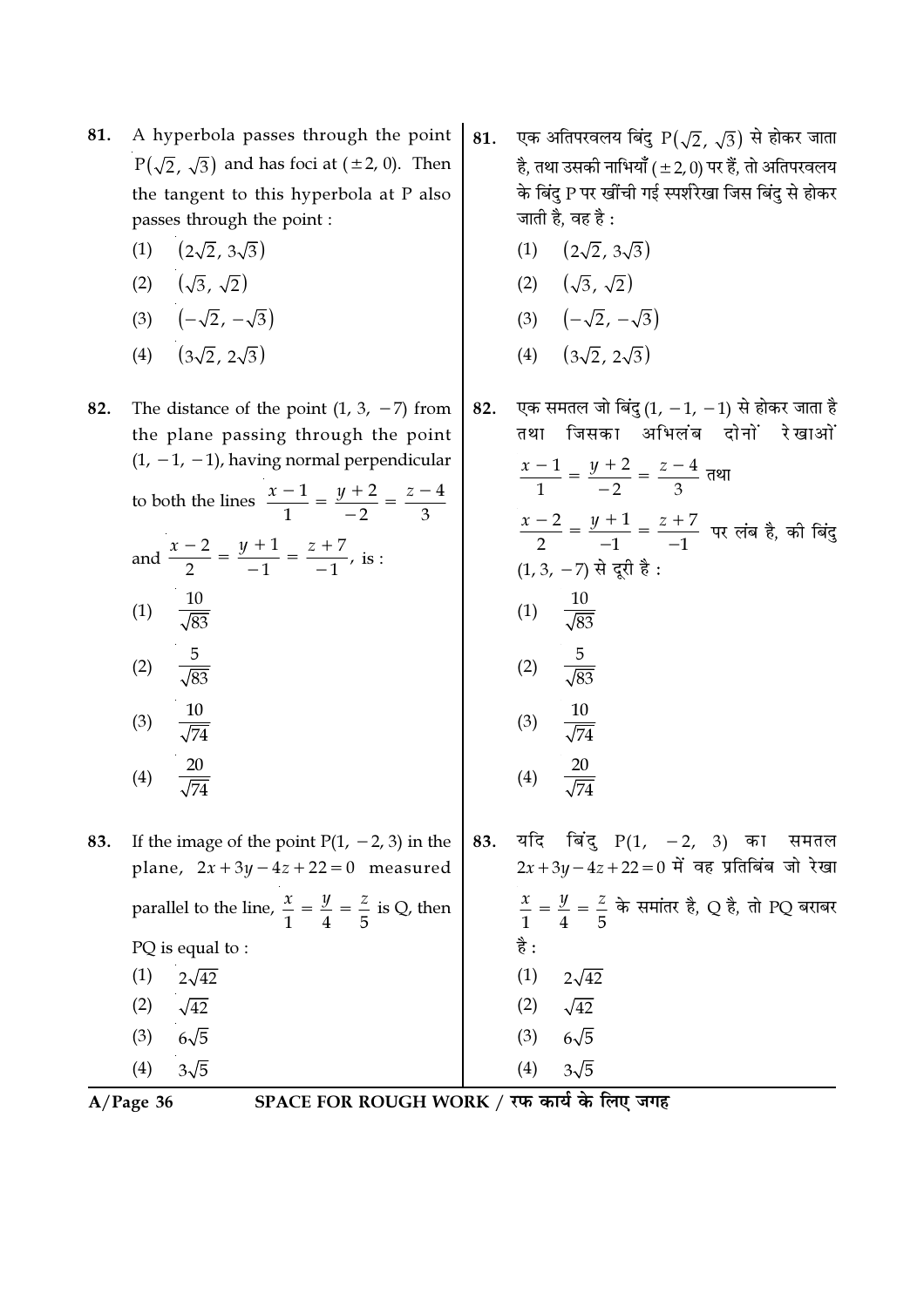81. A hyperbola passes through the point $P(\sqrt{2}, \sqrt{3})$ and has foci at $(\pm 2, 0)$. Then the tangent to this hyperbola at P also passes through the point :

(1) $(2\sqrt{2}, 3\sqrt{3})$

(2) $(\sqrt{3}, \sqrt{2})$

(3) $(-\sqrt{2}, -\sqrt{3})$

(4) $(3\sqrt{2}, 2\sqrt{3})$

81. एक अतिपरवलय बिंदु $P(\sqrt{2}, \sqrt{3})$ से होकर जाता है, तथा उसकी नाभियाँ $(\pm 2, 0)$ पर हैं, तो अतिपरवलय के बिंदु P पर खींची गई स्पर्शरेखा जिस बिंदु से होकर जाती है, वह है :

(1) $(2\sqrt{2}, 3\sqrt{3})$

(2) $(\sqrt{3}, \sqrt{2})$

(3) $(-\sqrt{2}, -\sqrt{3})$

(4) $(3\sqrt{2}, 2\sqrt{3})$

82. The distance of the point $(1, 3, -7)$ from the plane passing through the point $(1, -1, -1)$, having normal perpendicular to both the lines $\frac{x-1}{1} = \frac{y+2}{-2} = \frac{z-4}{3}$ and $\frac{x-2}{2} = \frac{y+1}{-1} = \frac{z+7}{-1}$, is :

(1) $\frac{10}{\sqrt{83}}$

(2) $\frac{5}{\sqrt{83}}$

(3) $\frac{10}{\sqrt{74}}$

(4) $\frac{20}{\sqrt{74}}$

82. एक समतल जो बिंदु $(1, -1, -1)$ से होकर जाता है तथा जिसका अभिलंब दोनों रेखाओं $\frac{x-1}{1} = \frac{y+2}{-2} = \frac{z-4}{3}$ तथा $\frac{x-2}{2} = \frac{y+1}{-1} = \frac{z+7}{-1}$ पर लंब है, की बिंदु $(1, 3, -7)$ से दूरी है :

(1) $\frac{10}{\sqrt{83}}$

(2) $\frac{5}{\sqrt{83}}$

(3) $\frac{10}{\sqrt{74}}$

(4) $\frac{20}{\sqrt{74}}$

83. If the image of the point $P(1, -2, 3)$ in the plane, $2x + 3y - 4z + 22 = 0$ measured parallel to the line, $\frac{x}{1} = \frac{y}{4} = \frac{z}{5}$ is Q, then PQ is equal to :

(1) $2\sqrt{42}$

(2) $\sqrt{42}$

(3) $6\sqrt{5}$

(4) $3\sqrt{5}$

83. यदि बिंदु $P(1, -2, 3)$ का समतल $2x + 3y - 4z + 22 = 0$ में वह प्रतिबिंब जो रेखा $\frac{x}{1} = \frac{y}{4} = \frac{z}{5}$ के समांतर है, Q है, तो PQ बराबर है :

(1) $2\sqrt{42}$

(2) $\sqrt{42}$

(3) $6\sqrt{5}$

(4) $3\sqrt{5}$

SPACE FOR ROUGH WORK / रफ कार्य के लिए जगह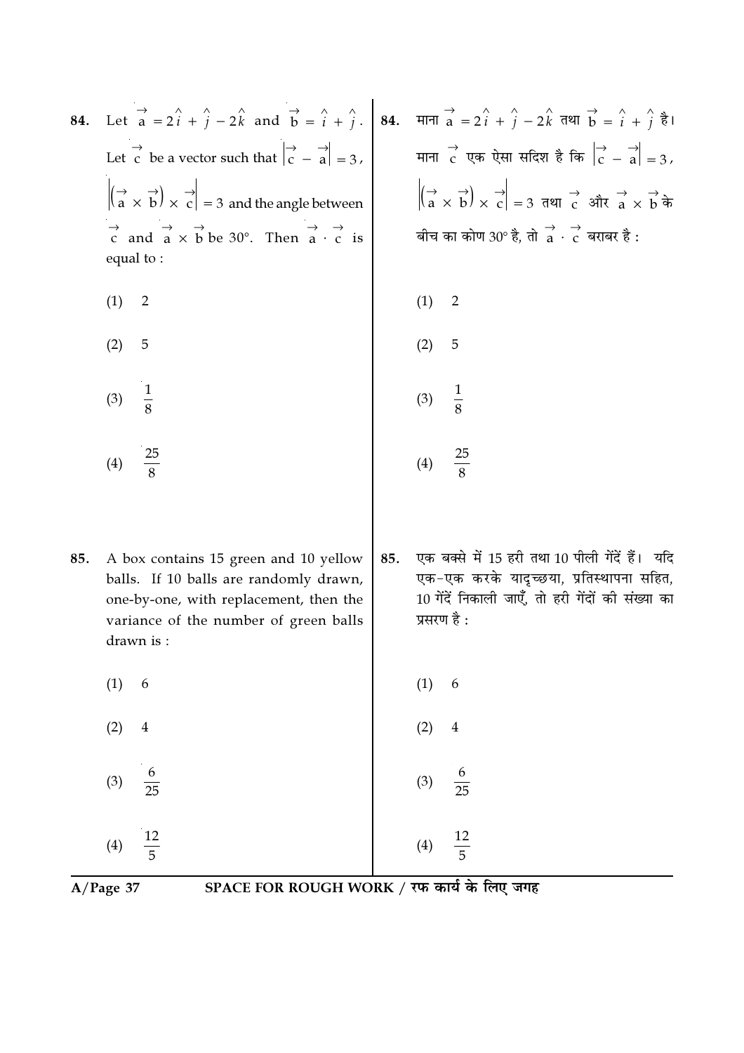84. Let $\vec{a} = 2\hat{i} + \hat{j} - 2\hat{k}$ and $\vec{b} = \hat{i} + \hat{j}$. Let $\vec{c}$ be a vector such that $|\vec{c} - \vec{a}| = 3$, $|(\vec{a} \times \vec{b}) \times \vec{c}| = 3$ and the angle between $\vec{c}$ and $\vec{a} \times \vec{b}$ be 30°. Then $\vec{a} \cdot \vec{c}$ is equal to :

(1) 2

(2) 5

(3) $\frac{1}{8}$

(4) $\frac{25}{8}$

84. माना $\vec{a} = 2\hat{i} + \hat{j} - 2\hat{k}$ तथा $\vec{b} = \hat{i} + \hat{j}$ है। माना $\vec{c}$ एक ऐसा सदिश है कि $|\vec{c} - \vec{a}| = 3$, $|(\vec{a} \times \vec{b}) \times \vec{c}| = 3$ तथा $\vec{c}$ और $\vec{a} \times \vec{b}$ के बीच का कोण 30° है, तो $\vec{a} \cdot \vec{c}$ बराबर है :

(1) 2

(2) 5

(3) $\frac{1}{8}$

(4) $\frac{25}{8}$

85. A box contains 15 green and 10 yellow balls. If 10 balls are randomly drawn, one-by-one, with replacement, then the variance of the number of green balls drawn is :

(1) 6

(2) 4

(3) $\frac{6}{25}$

(4) $\frac{12}{5}$

85. एक बक्से में 15 हरी तथा 10 पीली गेंदें हैं। यदि एक-एक करके यादृच्छया, प्रतिस्थापना सहित, 10 गेंदें निकाली जाएँ, तो हरी गेंदों की संख्या का प्रसरण है :

(1) 6

(2) 4

(3) $\frac{6}{25}$

(4) $\frac{12}{5}$

SPACE FOR ROUGH WORK / रफ कार्य के लिए जगह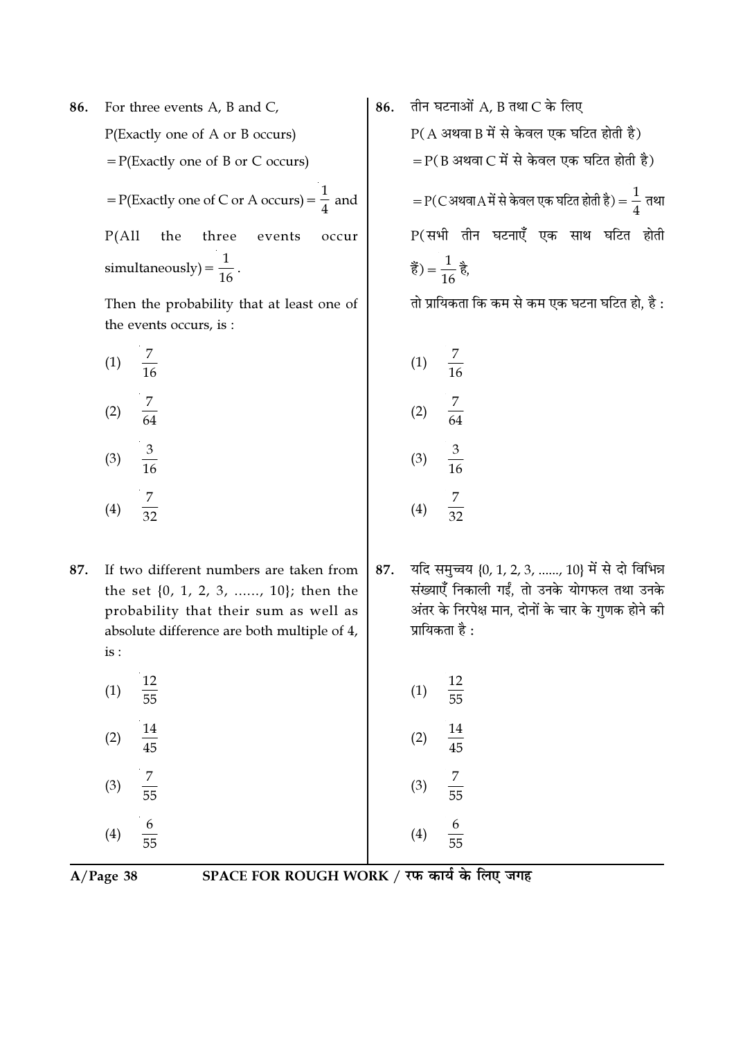86. For three events A, B and C,

P(Exactly one of A or B occurs)

= P(Exactly one of B or C occurs)

= P(Exactly one of C or A occurs) $= \frac{1}{4}$ and

P(All the three events occur simultaneously) $= \frac{1}{16}$.

Then the probability that at least one of the events occurs, is :

(1) $\frac{7}{16}$

(2) $\frac{7}{64}$

(3) $\frac{3}{16}$

(4) $\frac{7}{32}$

86. तीन घटनाओं A, B तथा C के लिए

P( A अथवा B में से केवल एक घटित होती है)

= P( B अथवा C में से केवल एक घटित होती है)

= P(C अथवा A में से केवल एक घटित होती है) $= \frac{1}{4}$ तथा

P(सभी तीन घटनाएँ एक साथ घटित होती हैं) $= \frac{1}{16}$ है,

तो प्रायिकता कि कम से कम एक घटना घटित हो, है :

(1) $\frac{7}{16}$

(2) $\frac{7}{64}$

(3) $\frac{3}{16}$

(4) $\frac{7}{32}$

87. If two different numbers are taken from the set {0, 1, 2, 3, ......, 10}; then the probability that their sum as well as absolute difference are both multiple of 4, is :

(1) $\frac{12}{55}$

(2) $\frac{14}{45}$

(3) $\frac{7}{55}$

(4) $\frac{6}{55}$

87. यदि समुच्चय {0, 1, 2, 3, ......, 10} में से दो विभिन्न संख्याएँ निकाली गईं, तो उनके योगफल तथा उनके अंतर के निरपेक्ष मान, दोनों के चार के गुणक होने की प्रायिकता है :

(1) $\frac{12}{55}$

(2) $\frac{14}{45}$

(3) $\frac{7}{55}$

(4) $\frac{6}{55}$

SPACE FOR ROUGH WORK / रफ कार्य के लिए जगह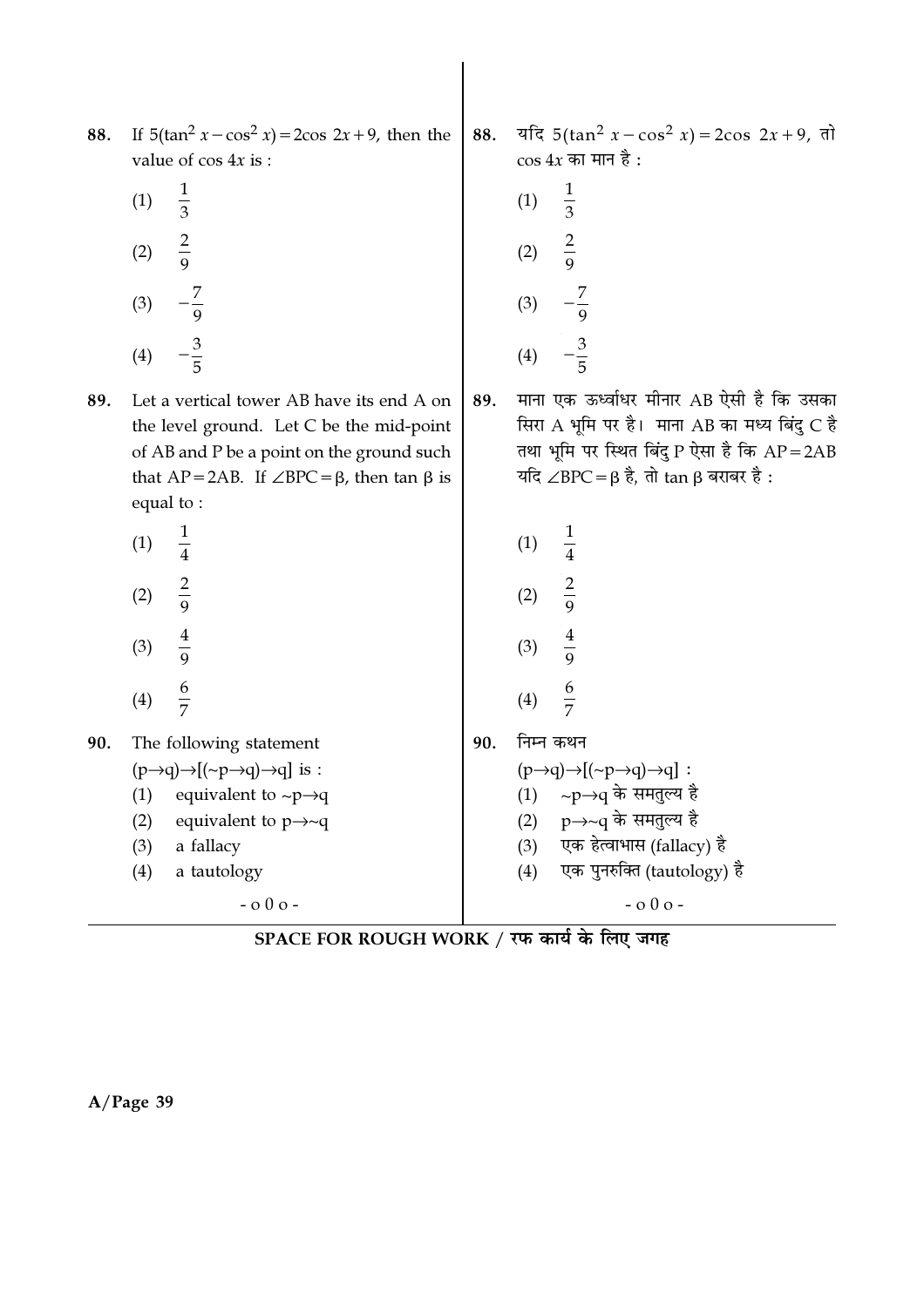88. If $5(\tan^2 x - \cos^2 x) = 2\cos 2x + 9$, then the value of $\cos 4x$ is :

(1) $\frac{1}{3}$

(2) $\frac{2}{9}$

(3) $-\frac{7}{9}$

(4) $-\frac{3}{5}$

89. Let a vertical tower AB have its end A on the level ground. Let C be the mid-point of AB and P be a point on the ground such that $AP = 2AB$. If $\angle BPC = \beta$, then $\tan \beta$ is equal to :

(1) $\frac{1}{4}$

(2) $\frac{2}{9}$

(3) $\frac{4}{9}$

(4) $\frac{6}{7}$

90. The following statement

$(p \to q) \to [(\sim p \to q) \to q]$ is :

(1) equivalent to $\sim p \to q$

(2) equivalent to $p \to \sim q$

(3) a fallacy

(4) a tautology

88. यदि $5(\tan^2 x - \cos^2 x) = 2\cos 2x + 9$, तो $\cos 4x$ का मान है :

(1) $\frac{1}{3}$

(2) $\frac{2}{9}$

(3) $-\frac{7}{9}$

(4) $-\frac{3}{5}$

89. माना एक ऊर्ध्वाधर मीनार AB ऐसी है कि उसका सिरा A भूमि पर है। माना AB का मध्य बिंदु C है तथा भूमि पर स्थित बिंदु P ऐसा है कि $AP = 2AB$ यदि $\angle BPC = \beta$ है, तो $\tan \beta$ बराबर है :

(1) $\frac{1}{4}$

(2) $\frac{2}{9}$

(3) $\frac{4}{9}$

(4) $\frac{6}{7}$

90. निम्न कथन

$(p \to q) \to [(\sim p \to q) \to q]$ :

(1) $\sim p \to q$ के समतुल्य है

(2) $p \to \sim q$ के समतुल्य है

(3) एक हेत्वाभास (fallacy) है

(4) एक पुनरुक्ति (tautology) है

- o 0 o -

**SPACE FOR ROUGH WORK / रफ कार्य के लिए जगह**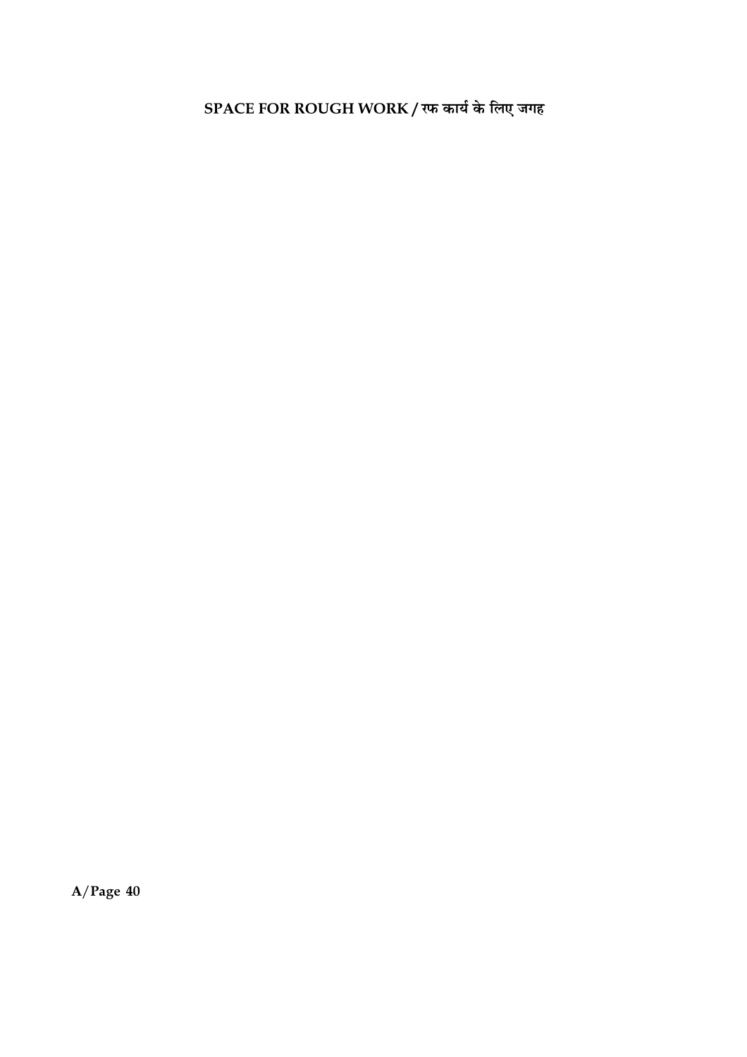**SPACE FOR ROUGH WORK / रफ कार्य के लिए जगह**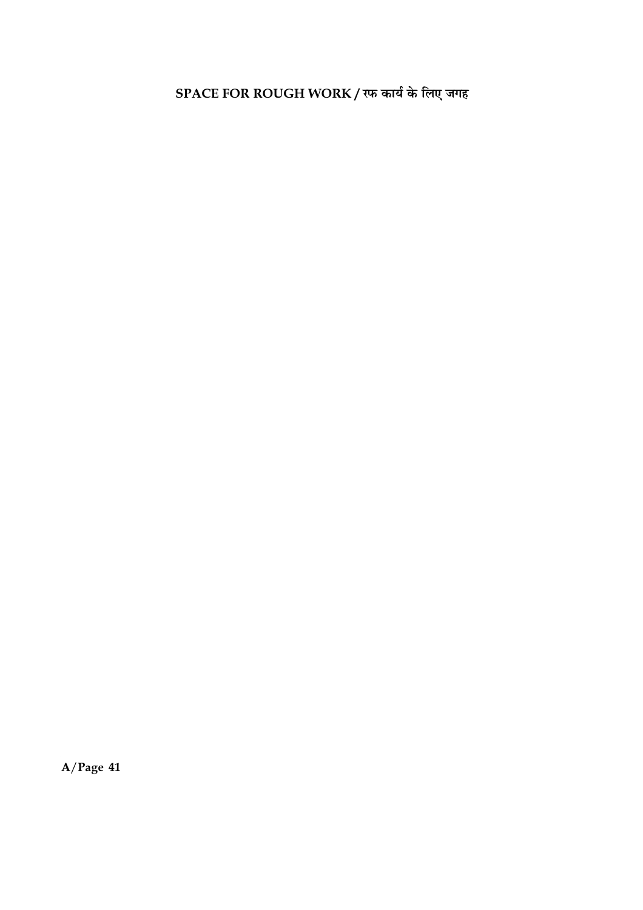**SPACE FOR ROUGH WORK / रफ कार्य के लिए जगह**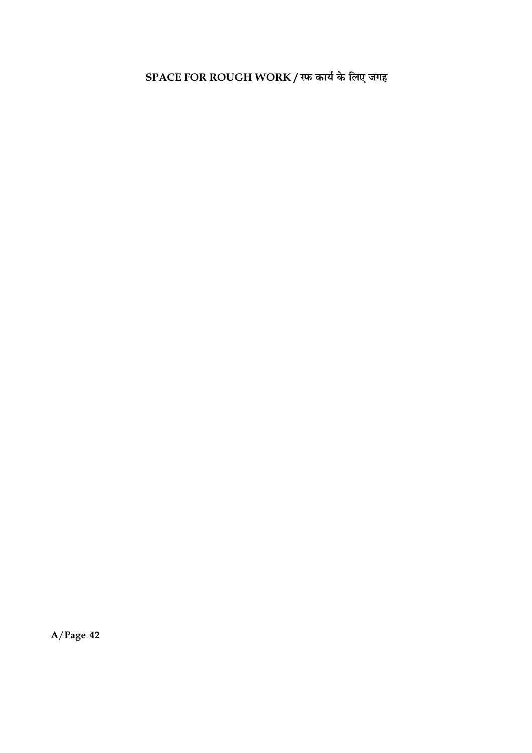SPACE FOR ROUGH WORK / रफ कार्य के लिए जगह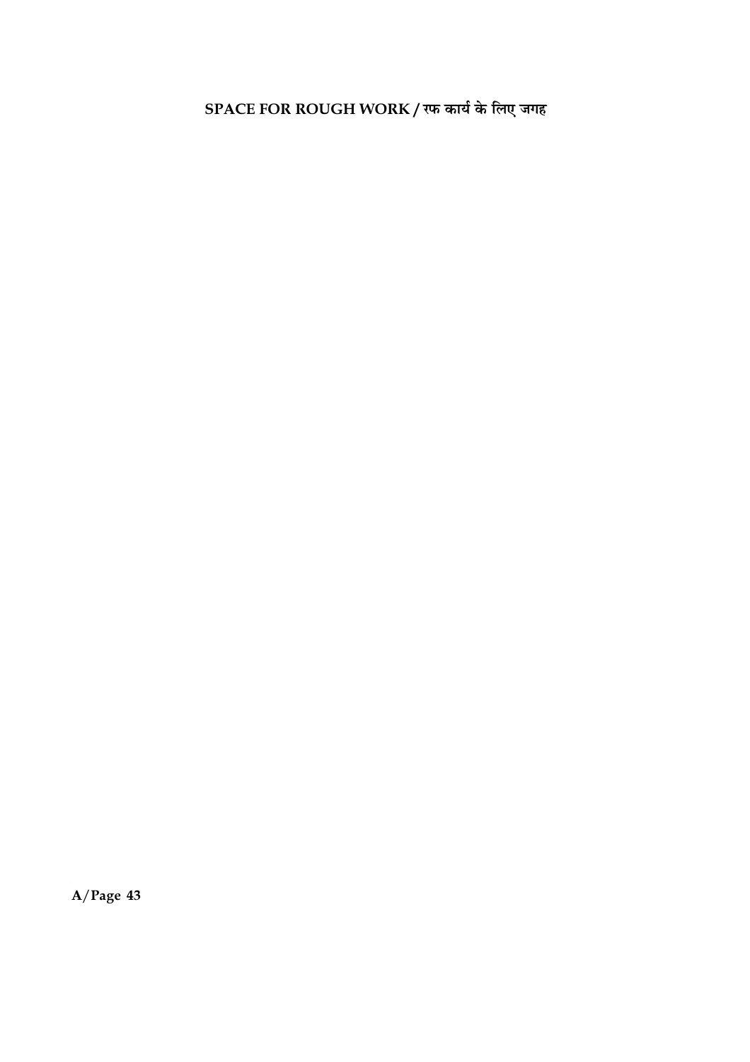**SPACE FOR ROUGH WORK / रफ कार्य के लिए जगह**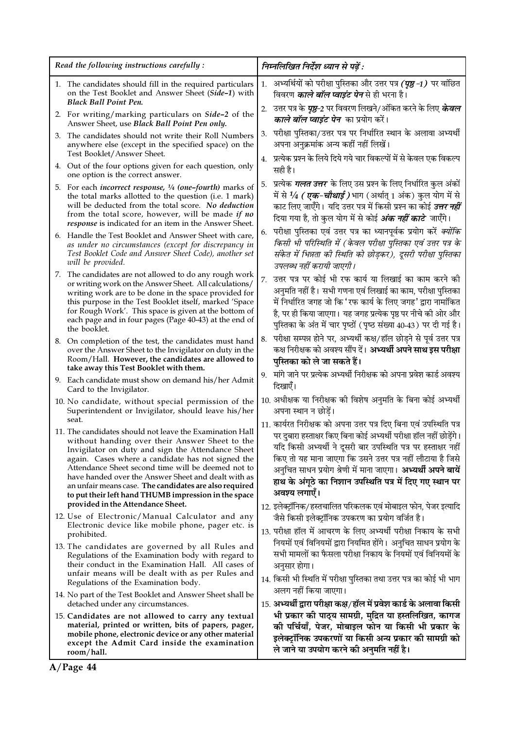| *Read the following instructions carefully :* | *निम्नलिखित निर्देश ध्यान से पढ़ें :* |
| --- | --- |
| 1. The candidates should fill in the required particulars on the Test Booklet and Answer Sheet (*Side–1*) with ***Black Ball Point Pen.*** | 1. अभ्यर्थियों को परीक्षा पुस्तिका और उत्तर पत्र ***(पृष्ठ -1)*** पर वांछित विवरण ***काले बॉल प्वाइंट पेन*** से ही भरना है। |
| 2. For writing/marking particulars on ***Side–2*** of the Answer Sheet, use ***Black Ball Point Pen only.*** | 2. उत्तर पत्र के ***पृष्ठ-2*** पर विवरण लिखने/अंकित करने के लिए ***केवल काले बॉल प्वाइंट पेन*** का प्रयोग करें। |
| 3. The candidates should not write their Roll Numbers anywhere else (except in the specified space) on the Test Booklet/Answer Sheet. | 3. परीक्षा पुस्तिका/उत्तर पत्र पर निर्धारित स्थान के अलावा अभ्यर्थी अपना अनुक्रमांक अन्य कहीं नहीं लिखें। |
| 4. Out of the four options given for each question, only one option is the correct answer. | 4. प्रत्येक प्रश्न के लिये दिये गये चार विकल्पों में से केवल एक विकल्प सही है। |
| 5. For each *incorrect response, ¼ (one–fourth)* marks of the total marks allotted to the question (i.e. 1 mark) will be deducted from the total score. ***No deduction*** from the total score, however, will be made ***if no response*** is indicated for an item in the Answer Sheet. | 5. प्रत्येक ***गलत उत्तर*** के लिए उस प्रश्न के लिए निर्धारित कुल अंकों में से ***¼ ( एक-चौथाई )*** भाग (अर्थात् 1 अंक) कुल योग में से काट लिए जाएँगे। यदि उत्तर पत्र में किसी प्रश्न का कोई ***उत्तर नहीं*** दिया गया है, तो कुल योग में से कोई ***अंक नहीं काटे*** जाएँगे। |
| 6. Handle the Test Booklet and Answer Sheet with care, *as under no circumstances (except for discrepancy in Test Booklet Code and Answer Sheet Code), another set will be provided.* | 6. परीक्षा पुस्तिका एवं उत्तर पत्र का ध्यानपूर्वक प्रयोग करें *क्योंकि किसी भी परिस्थिति में (केवल परीक्षा पुस्तिका एवं उत्तर पत्र के संकेत में भिन्नता की स्थिति को छोड़कर), दूसरी परीक्षा पुस्तिका उपलब्ध नहीं करायी जाएगी।* |
| 7. The candidates are not allowed to do any rough work or writing work on the Answer Sheet. All calculations/writing work are to be done in the space provided for this purpose in the Test Booklet itself, marked 'Space for Rough Work'. This space is given at the bottom of each page and in four pages (Page 40-43) at the end of the booklet. | 7. उत्तर पत्र पर कोई भी रफ कार्य या लिखाई का काम करने की अनुमति नहीं है। सभी गणना एवं लिखाई का काम, परीक्षा पुस्तिका में निर्धारित जगह जो कि 'रफ कार्य के लिए जगह' द्वारा नामांकित है, पर ही किया जाएगा। यह जगह प्रत्येक पृष्ठ पर नीचे की ओर और पुस्तिका के अंत में चार पृष्ठों (पृष्ठ संख्या 40-43) पर दी गई है। |
| 8. On completion of the test, the candidates must hand over the Answer Sheet to the Invigilator on duty in the Room/Hall. **However, the candidates are allowed to take away this Test Booklet with them.** | 8. परीक्षा सम्पन्न होने पर, अभ्यर्थी कक्ष/हॉल छोड़ने से पूर्व उत्तर पत्र कक्ष निरीक्षक को अवश्य सौंप दें। **अभ्यर्थी अपने साथ इस परीक्षा पुस्तिका को ले जा सकते हैं।** |
| 9. Each candidate must show on demand his/her Admit Card to the Invigilator. | 9. मांगे जाने पर प्रत्येक अभ्यर्थी निरीक्षक को अपना प्रवेश कार्ड अवश्य दिखाएँ। |
| 10. No candidate, without special permission of the Superintendent or Invigilator, should leave his/her seat. | 10. अधीक्षक या निरीक्षक की विशेष अनुमति के बिना कोई अभ्यर्थी अपना स्थान न छोड़ें। |
| 11. The candidates should not leave the Examination Hall without handing over their Answer Sheet to the Invigilator on duty and sign the Attendance Sheet again. Cases where a candidate has not signed the Attendance Sheet second time will be deemed not to have handed over the Answer Sheet and dealt with as an unfair means case. **The candidates are also required to put their left hand THUMB impression in the space provided in the Attendance Sheet.** | 11. कार्यरत निरीक्षक को अपना उत्तर पत्र दिए बिना एवं उपस्थिति पत्र पर दुबारा हस्ताक्षर किए बिना कोई अभ्यर्थी परीक्षा हॉल नहीं छोड़ेंगे। यदि किसी अभ्यर्थी ने दूसरी बार उपस्थिति पत्र पर हस्ताक्षर नहीं किए तो यह माना जाएगा कि उसने उत्तर पत्र नहीं लौटाया है जिसे अनुचित साधन प्रयोग श्रेणी में माना जाएगा। **अभ्यर्थी अपने बायें हाथ के अंगूठे का निशान उपस्थिति पत्र में दिए गए स्थान पर अवश्य लगाएँ।** |
| 12. Use of Electronic/Manual Calculator and any Electronic device like mobile phone, pager etc. is prohibited. | 12. इलेक्ट्रॉनिक/हस्तचालित परिकलक एवं मोबाइल फोन, पेजर इत्यादि जैसे किसी इलेक्ट्रॉनिक उपकरण का प्रयोग वर्जित है। |
| 13. The candidates are governed by all Rules and Regulations of the Examination body with regard to their conduct in the Examination Hall. All cases of unfair means will be dealt with as per Rules and Regulations of the Examination body. | 13. परीक्षा हॉल में आचरण के लिए अभ्यर्थी परीक्षा निकाय के सभी नियमों एवं विनियमों द्वारा नियमित होंगे। अनुचित साधन प्रयोग के सभी मामलों का फैसला परीक्षा निकाय के नियमों एवं विनियमों के अनुसार होगा। |
| 14. No part of the Test Booklet and Answer Sheet shall be detached under any circumstances. | 14. किसी भी स्थिति में परीक्षा पुस्तिका तथा उत्तर पत्र का कोई भी भाग अलग नहीं किया जाएगा। |
| 15. **Candidates are not allowed to carry any textual material, printed or written, bits of papers, pager, mobile phone, electronic device or any other material except the Admit Card inside the examination room/hall.** | 15. **अभ्यर्थी द्वारा परीक्षा कक्ष/हॉल में प्रवेश कार्ड के अलावा किसी भी प्रकार की पाठ्य सामग्री, मुद्रित या हस्तलिखित, कागज की पर्चियाँ, पेजर, मोबाइल फोन या किसी भी प्रकार के इलेक्ट्रॉनिक उपकरणों या किसी अन्य प्रकार की सामग्री को ले जाने या उपयोग करने की अनुमति नहीं है।** |